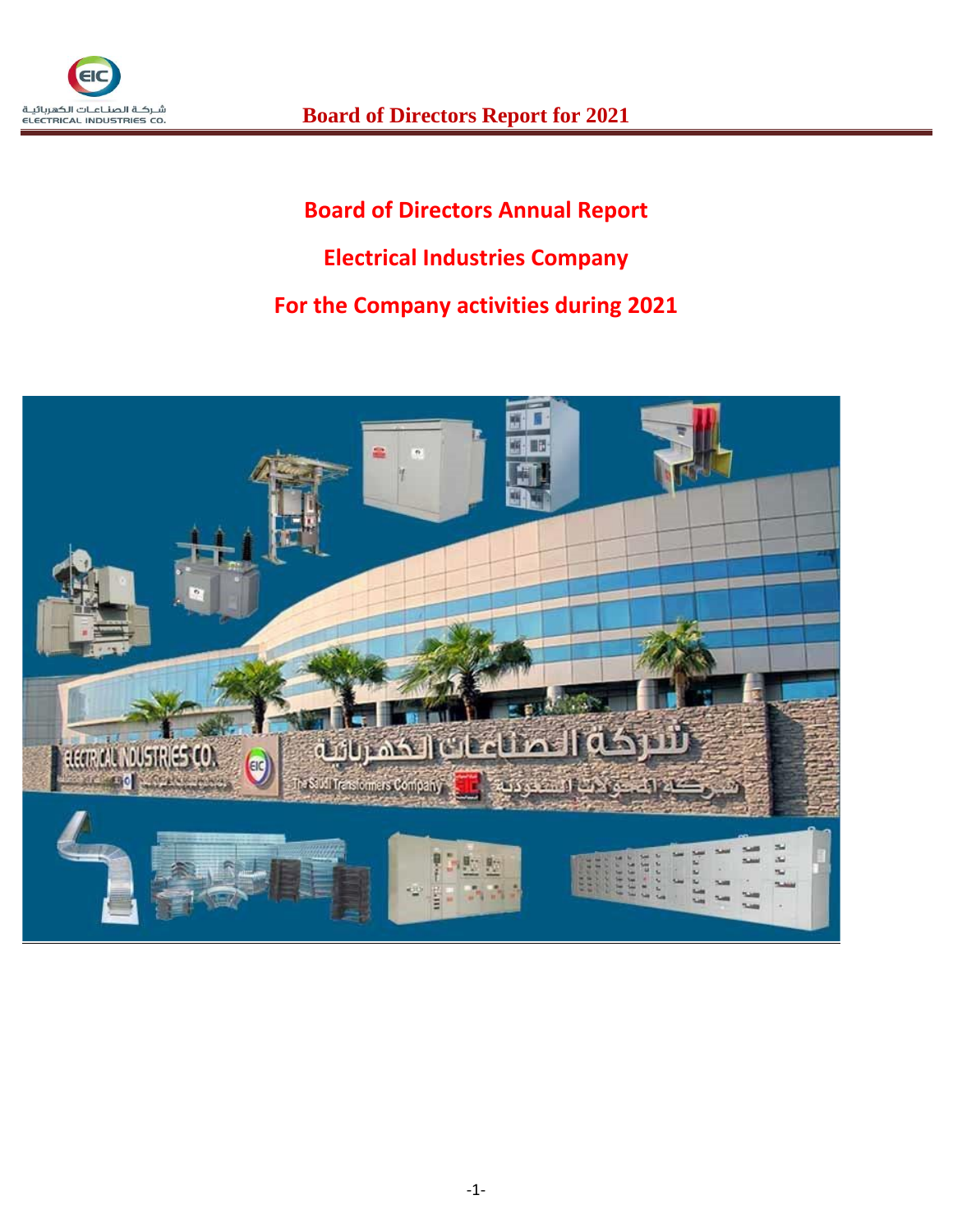# Board of Directors Annual Report

# Electrical Industries Company

# For the Company activities during 2021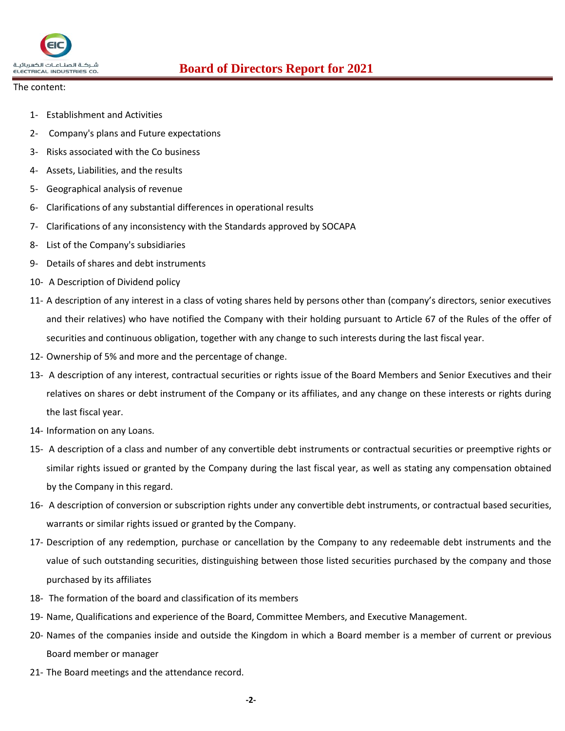The content:

1- Establishment and Activities
2- Company's plans and Future expectations
3- Risks associated with the Co business
4- Assets, Liabilities, and the results
5- Geographical analysis of revenue
6- Clarifications of any substantial differences in operational results
7- Clarifications of any inconsistency with the Standards approved by SOCAPA
8- List of the Company's subsidiaries
9- Details of shares and debt instruments
10- A Description of Dividend policy
11- A description of any interest in a class of voting shares held by persons other than (company's directors, senior executives and their relatives) who have notified the Company with their holding pursuant to Article 67 of the Rules of the offer of securities and continuous obligation, together with any change to such interests during the last fiscal year.
12- Ownership of 5% and more and the percentage of change.
13- A description of any interest, contractual securities or rights issue of the Board Members and Senior Executives and their relatives on shares or debt instrument of the Company or its affiliates, and any change on these interests or rights during the last fiscal year.
14- Information on any Loans.
15- A description of a class and number of any convertible debt instruments or contractual securities or preemptive rights or similar rights issued or granted by the Company during the last fiscal year, as well as stating any compensation obtained by the Company in this regard.
16- A description of conversion or subscription rights under any convertible debt instruments, or contractual based securities, warrants or similar rights issued or granted by the Company.
17- Description of any redemption, purchase or cancellation by the Company to any redeemable debt instruments and the value of such outstanding securities, distinguishing between those listed securities purchased by the company and those purchased by its affiliates
18- The formation of the board and classification of its members
19- Name, Qualifications and experience of the Board, Committee Members, and Executive Management.
20- Names of the companies inside and outside the Kingdom in which a Board member is a member of current or previous Board member or manager
21- The Board meetings and the attendance record.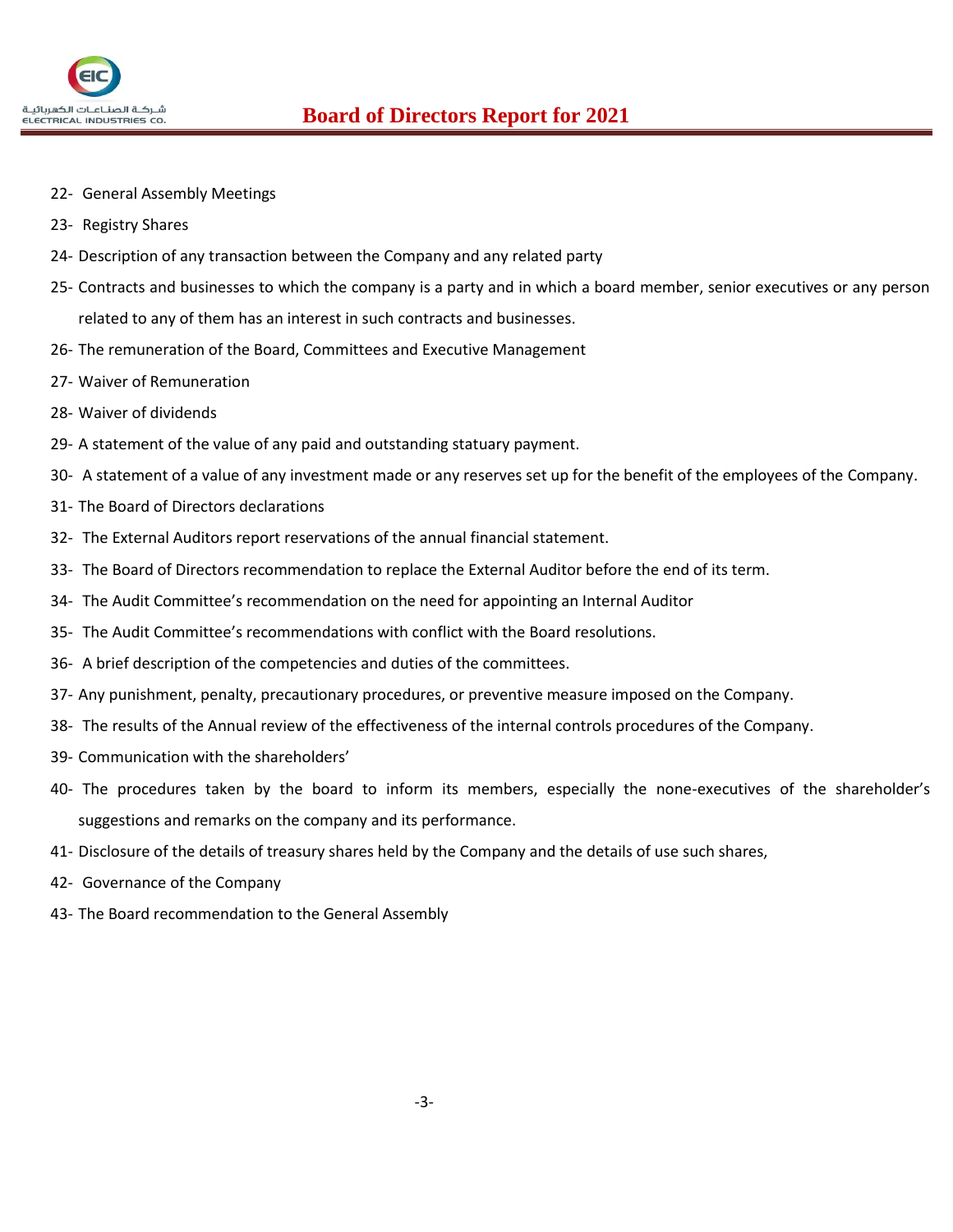22- General Assembly Meetings

23- Registry Shares

24- Description of any transaction between the Company and any related party

25- Contracts and businesses to which the company is a party and in which a board member, senior executives or any person related to any of them has an interest in such contracts and businesses.

26- The remuneration of the Board, Committees and Executive Management

27- Waiver of Remuneration

28- Waiver of dividends

29- A statement of the value of any paid and outstanding statuary payment.

30- A statement of a value of any investment made or any reserves set up for the benefit of the employees of the Company.

31- The Board of Directors declarations

32- The External Auditors report reservations of the annual financial statement.

33- The Board of Directors recommendation to replace the External Auditor before the end of its term.

34- The Audit Committee's recommendation on the need for appointing an Internal Auditor

35- The Audit Committee's recommendations with conflict with the Board resolutions.

36- A brief description of the competencies and duties of the committees.

37- Any punishment, penalty, precautionary procedures, or preventive measure imposed on the Company.

38- The results of the Annual review of the effectiveness of the internal controls procedures of the Company.

39- Communication with the shareholders'

40- The procedures taken by the board to inform its members, especially the none-executives of the shareholder's suggestions and remarks on the company and its performance.

41- Disclosure of the details of treasury shares held by the Company and the details of use such shares,

42- Governance of the Company

43- The Board recommendation to the General Assembly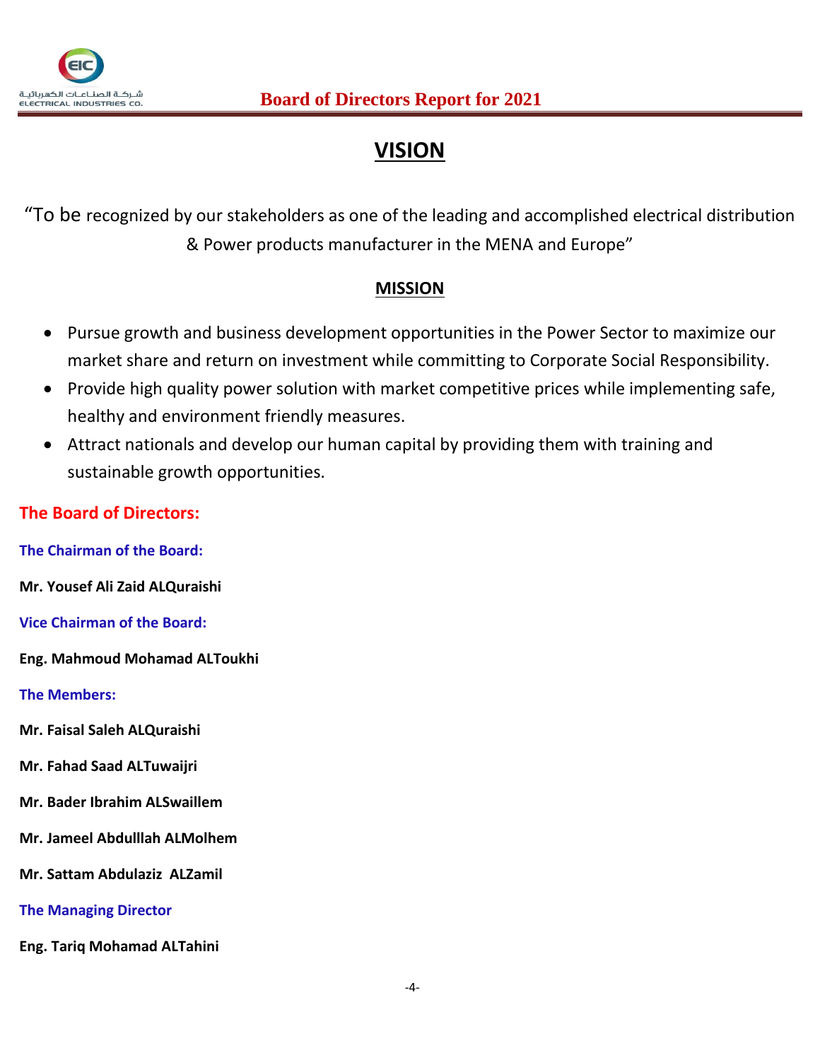# VISION

"To be recognized by our stakeholders as one of the leading and accomplished electrical distribution & Power products manufacturer in the MENA and Europe"

## MISSION

- Pursue growth and business development opportunities in the Power Sector to maximize our market share and return on investment while committing to Corporate Social Responsibility.
- Provide high quality power solution with market competitive prices while implementing safe, healthy and environment friendly measures.
- Attract nationals and develop our human capital by providing them with training and sustainable growth opportunities.

## The Board of Directors:

**The Chairman of the Board:**

**Mr. Yousef Ali Zaid ALQuraishi**

**Vice Chairman of the Board:**

**Eng. Mahmoud Mohamad ALToukhi**

**The Members:**

**Mr. Faisal Saleh ALQuraishi**

**Mr. Fahad Saad ALTuwaijri**

**Mr. Bader Ibrahim ALSwaillem**

**Mr. Jameel Abdulllah ALMolhem**

**Mr. Sattam Abdulaziz ALZamil**

**The Managing Director**

**Eng. Tariq Mohamad ALTahini**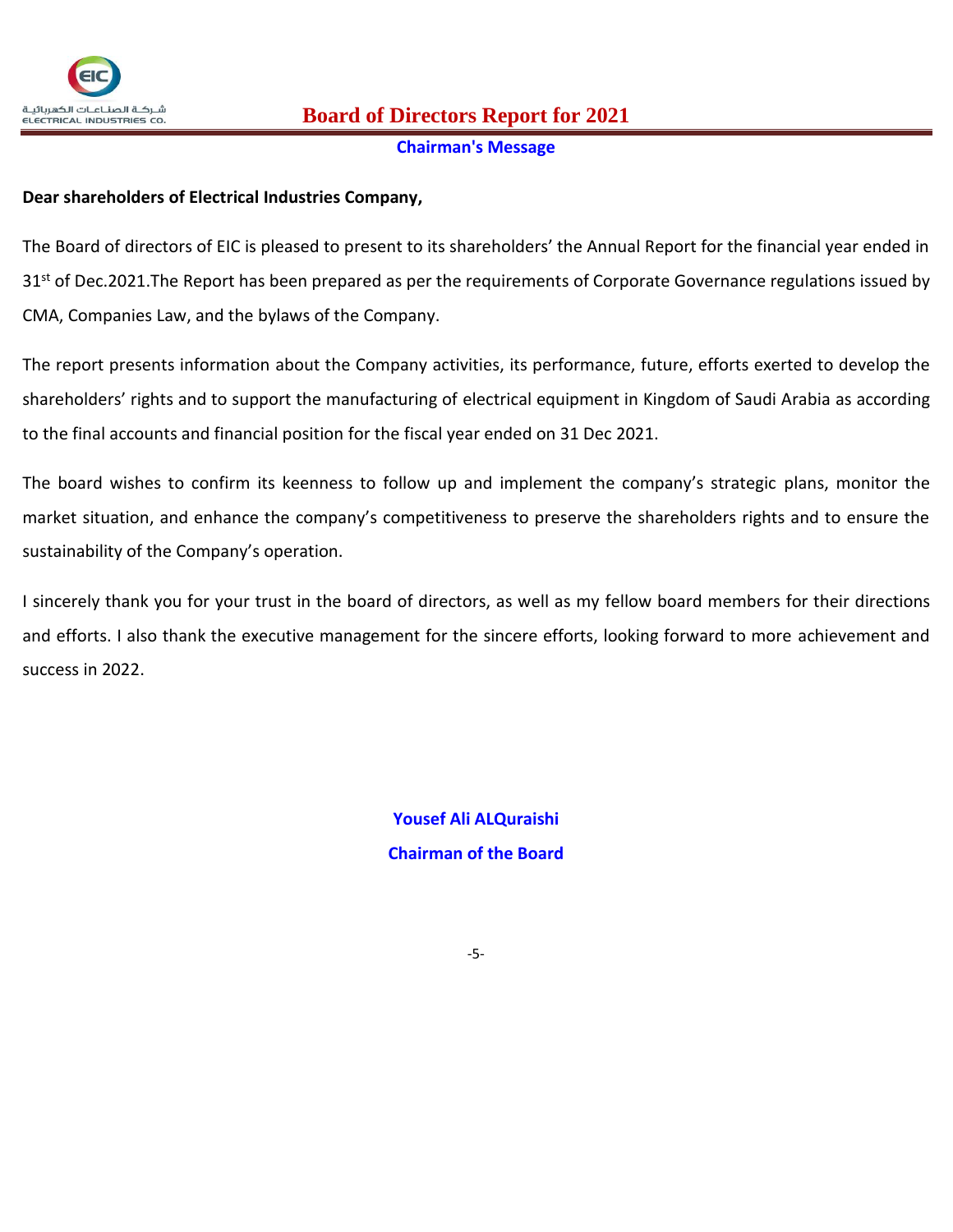## Board of Directors Report for 2021

### Chairman's Message

**Dear shareholders of Electrical Industries Company,**

The Board of directors of EIC is pleased to present to its shareholders' the Annual Report for the financial year ended in 31st of Dec.2021.The Report has been prepared as per the requirements of Corporate Governance regulations issued by CMA, Companies Law, and the bylaws of the Company.

The report presents information about the Company activities, its performance, future, efforts exerted to develop the shareholders' rights and to support the manufacturing of electrical equipment in Kingdom of Saudi Arabia as according to the final accounts and financial position for the fiscal year ended on 31 Dec 2021.

The board wishes to confirm its keenness to follow up and implement the company's strategic plans, monitor the market situation, and enhance the company's competitiveness to preserve the shareholders rights and to ensure the sustainability of the Company's operation.

I sincerely thank you for your trust in the board of directors, as well as my fellow board members for their directions and efforts. I also thank the executive management for the sincere efforts, looking forward to more achievement and success in 2022.

**Yousef Ali ALQuraishi**

**Chairman of the Board**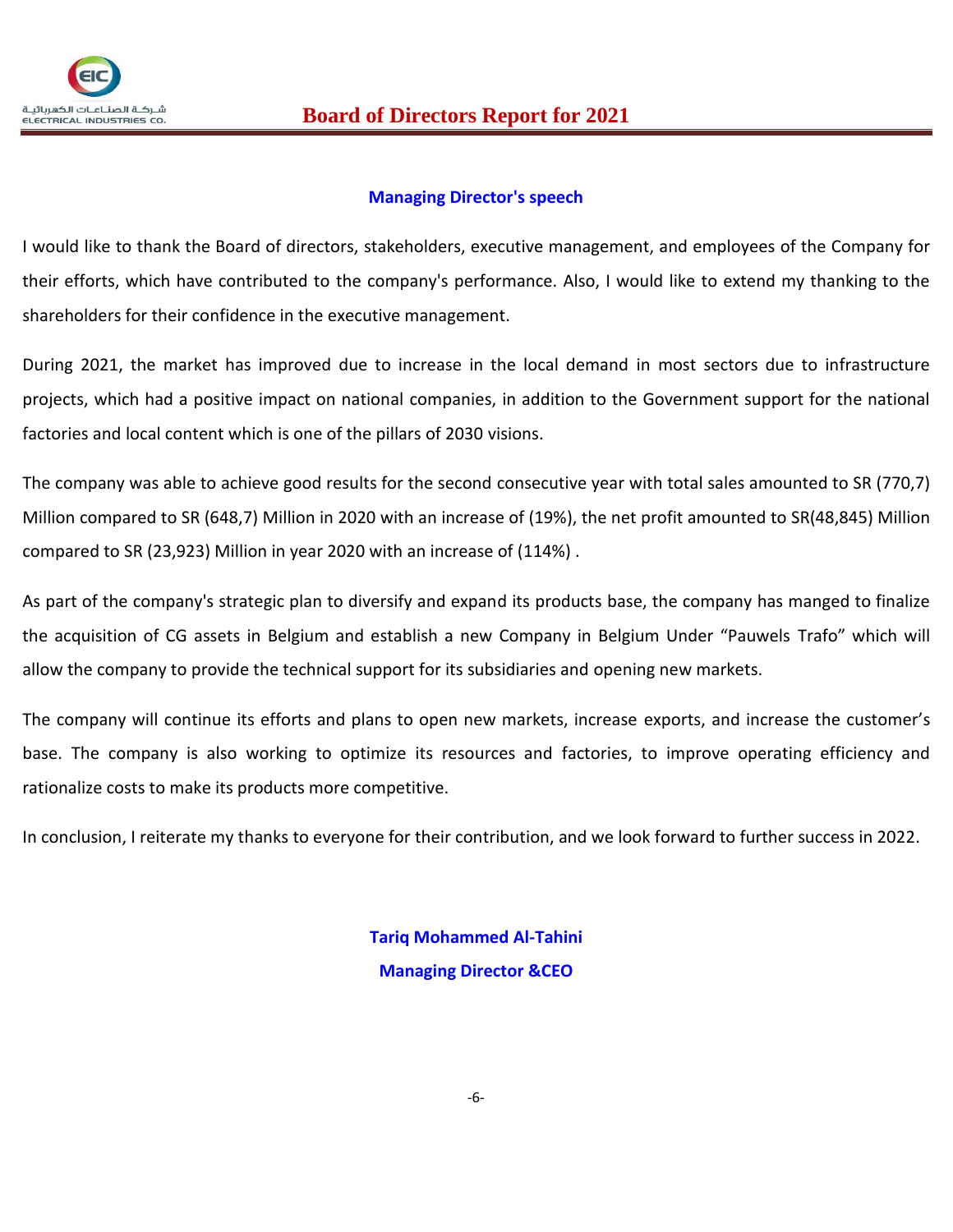## Managing Director's speech

I would like to thank the Board of directors, stakeholders, executive management, and employees of the Company for their efforts, which have contributed to the company's performance. Also, I would like to extend my thanking to the shareholders for their confidence in the executive management.

During 2021, the market has improved due to increase in the local demand in most sectors due to infrastructure projects, which had a positive impact on national companies, in addition to the Government support for the national factories and local content which is one of the pillars of 2030 visions.

The company was able to achieve good results for the second consecutive year with total sales amounted to SR (770,7) Million compared to SR (648,7) Million in 2020 with an increase of (19%), the net profit amounted to SR(48,845) Million compared to SR (23,923) Million in year 2020 with an increase of (114%) .

As part of the company's strategic plan to diversify and expand its products base, the company has manged to finalize the acquisition of CG assets in Belgium and establish a new Company in Belgium Under "Pauwels Trafo" which will allow the company to provide the technical support for its subsidiaries and opening new markets.

The company will continue its efforts and plans to open new markets, increase exports, and increase the customer's base. The company is also working to optimize its resources and factories, to improve operating efficiency and rationalize costs to make its products more competitive.

In conclusion, I reiterate my thanks to everyone for their contribution, and we look forward to further success in 2022.

**Tariq Mohammed Al-Tahini**

**Managing Director &CEO**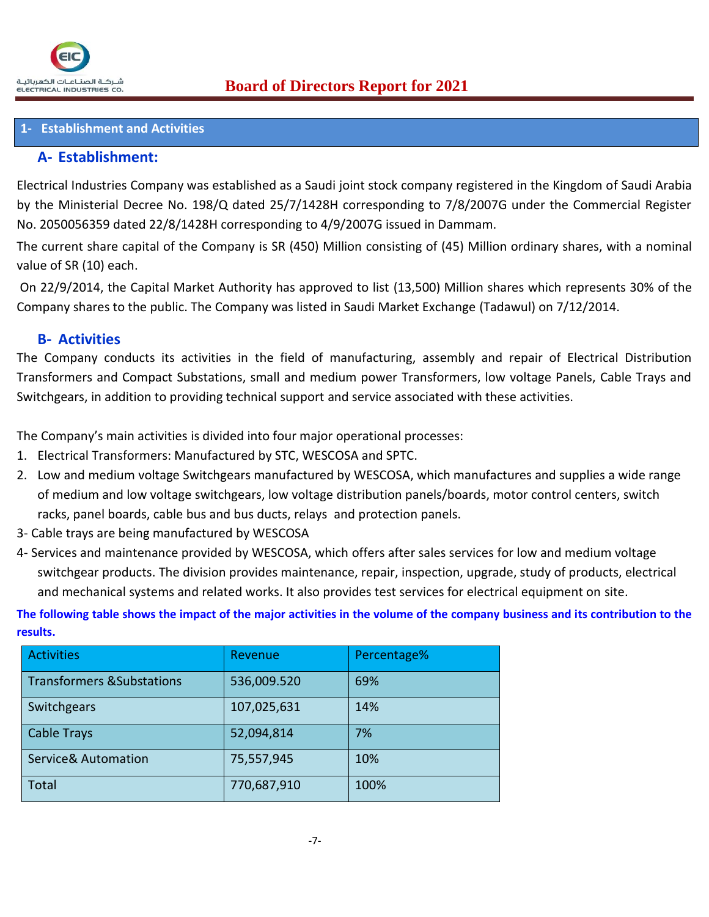## 1- Establishment and Activities

### A- Establishment:

Electrical Industries Company was established as a Saudi joint stock company registered in the Kingdom of Saudi Arabia by the Ministerial Decree No. 198/Q dated 25/7/1428H corresponding to 7/8/2007G under the Commercial Register No. 2050056359 dated 22/8/1428H corresponding to 4/9/2007G issued in Dammam.

The current share capital of the Company is SR (450) Million consisting of (45) Million ordinary shares, with a nominal value of SR (10) each.

On 22/9/2014, the Capital Market Authority has approved to list (13,500) Million shares which represents 30% of the Company shares to the public. The Company was listed in Saudi Market Exchange (Tadawul) on 7/12/2014.

### B- Activities

The Company conducts its activities in the field of manufacturing, assembly and repair of Electrical Distribution Transformers and Compact Substations, small and medium power Transformers, low voltage Panels, Cable Trays and Switchgears, in addition to providing technical support and service associated with these activities.

The Company's main activities is divided into four major operational processes:

1. Electrical Transformers: Manufactured by STC, WESCOSA and SPTC.
2. Low and medium voltage Switchgears manufactured by WESCOSA, which manufactures and supplies a wide range of medium and low voltage switchgears, low voltage distribution panels/boards, motor control centers, switch racks, panel boards, cable bus and bus ducts, relays and protection panels.
3. Cable trays are being manufactured by WESCOSA
4. Services and maintenance provided by WESCOSA, which offers after sales services for low and medium voltage switchgear products. The division provides maintenance, repair, inspection, upgrade, study of products, electrical and mechanical systems and related works. It also provides test services for electrical equipment on site.

**The following table shows the impact of the major activities in the volume of the company business and its contribution to the results.**

| Activities | Revenue | Percentage% |
|---|---|---|
| Transformers &Substations | 536,009.520 | 69% |
| Switchgears | 107,025,631 | 14% |
| Cable Trays | 52,094,814 | 7% |
| Service& Automation | 75,557,945 | 10% |
| Total | 770,687,910 | 100% |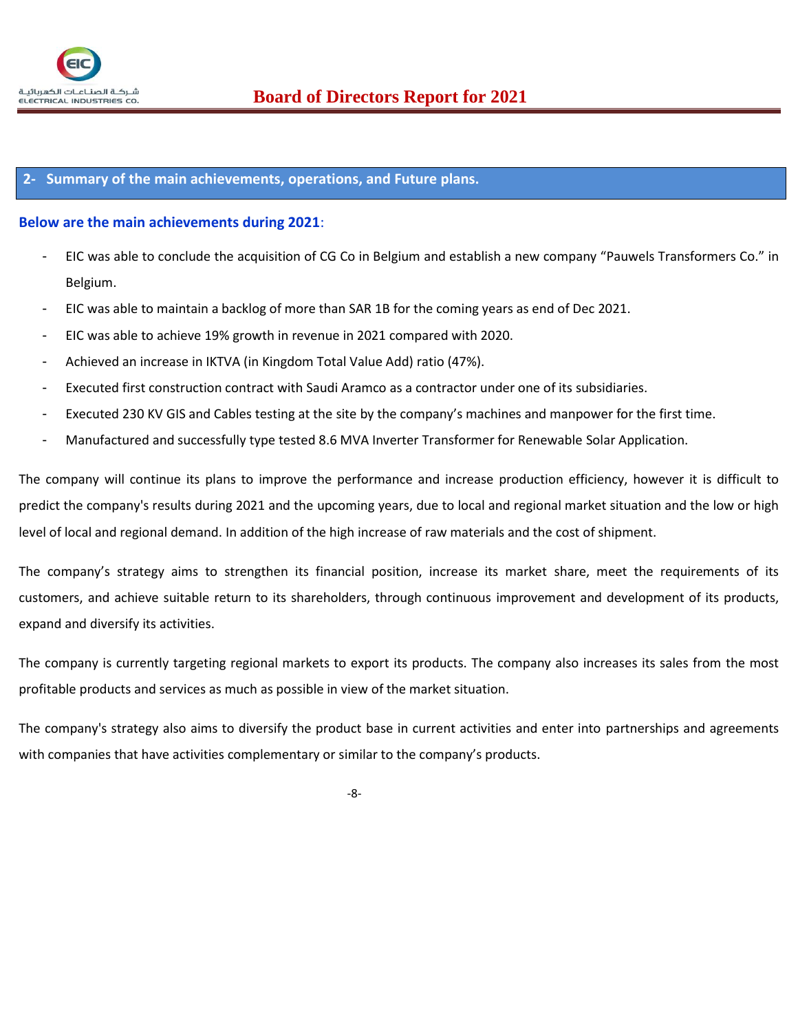## 2- Summary of the main achievements, operations, and Future plans.

**Below are the main achievements during 2021**:

- EIC was able to conclude the acquisition of CG Co in Belgium and establish a new company “Pauwels Transformers Co.” in Belgium.
- EIC was able to maintain a backlog of more than SAR 1B for the coming years as end of Dec 2021.
- EIC was able to achieve 19% growth in revenue in 2021 compared with 2020.
- Achieved an increase in IKTVA (in Kingdom Total Value Add) ratio (47%).
- Executed first construction contract with Saudi Aramco as a contractor under one of its subsidiaries.
- Executed 230 KV GIS and Cables testing at the site by the company’s machines and manpower for the first time.
- Manufactured and successfully type tested 8.6 MVA Inverter Transformer for Renewable Solar Application.

The company will continue its plans to improve the performance and increase production efficiency, however it is difficult to predict the company's results during 2021 and the upcoming years, due to local and regional market situation and the low or high level of local and regional demand. In addition of the high increase of raw materials and the cost of shipment.

The company’s strategy aims to strengthen its financial position, increase its market share, meet the requirements of its customers, and achieve suitable return to its shareholders, through continuous improvement and development of its products, expand and diversify its activities.

The company is currently targeting regional markets to export its products. The company also increases its sales from the most profitable products and services as much as possible in view of the market situation.

The company's strategy also aims to diversify the product base in current activities and enter into partnerships and agreements with companies that have activities complementary or similar to the company’s products.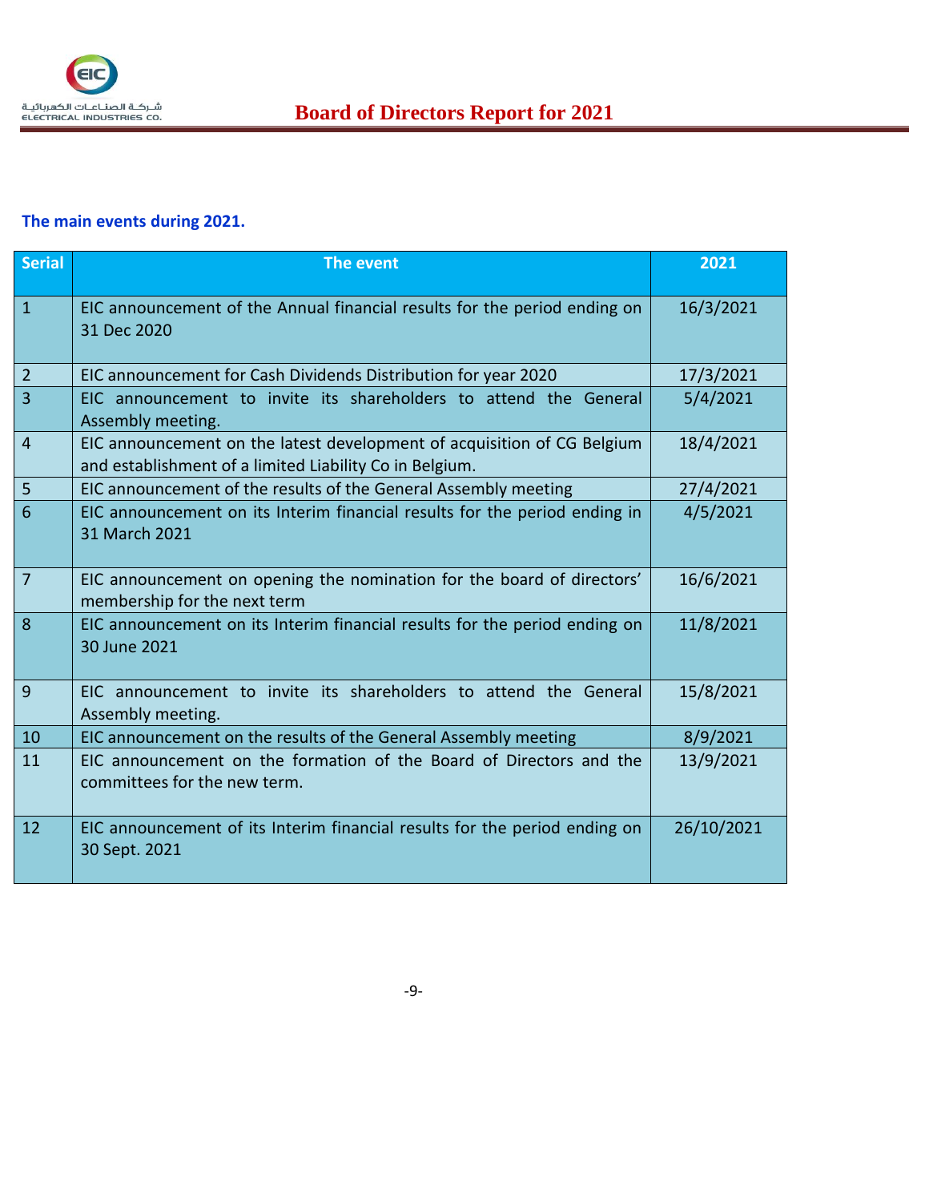## The main events during 2021.

| Serial | The event | 2021 |
|---|---|---|
| 1 | EIC announcement of the Annual financial results for the period ending on 31 Dec 2020 | 16/3/2021 |
| 2 | EIC announcement for Cash Dividends Distribution for year 2020 | 17/3/2021 |
| 3 | EIC announcement to invite its shareholders to attend the General Assembly meeting. | 5/4/2021 |
| 4 | EIC announcement on the latest development of acquisition of CG Belgium and establishment of a limited Liability Co in Belgium. | 18/4/2021 |
| 5 | EIC announcement of the results of the General Assembly meeting | 27/4/2021 |
| 6 | EIC announcement on its Interim financial results for the period ending in 31 March 2021 | 4/5/2021 |
| 7 | EIC announcement on opening the nomination for the board of directors' membership for the next term | 16/6/2021 |
| 8 | EIC announcement on its Interim financial results for the period ending on 30 June 2021 | 11/8/2021 |
| 9 | EIC announcement to invite its shareholders to attend the General Assembly meeting. | 15/8/2021 |
| 10 | EIC announcement on the results of the General Assembly meeting | 8/9/2021 |
| 11 | EIC announcement on the formation of the Board of Directors and the committees for the new term. | 13/9/2021 |
| 12 | EIC announcement of its Interim financial results for the period ending on 30 Sept. 2021 | 26/10/2021 |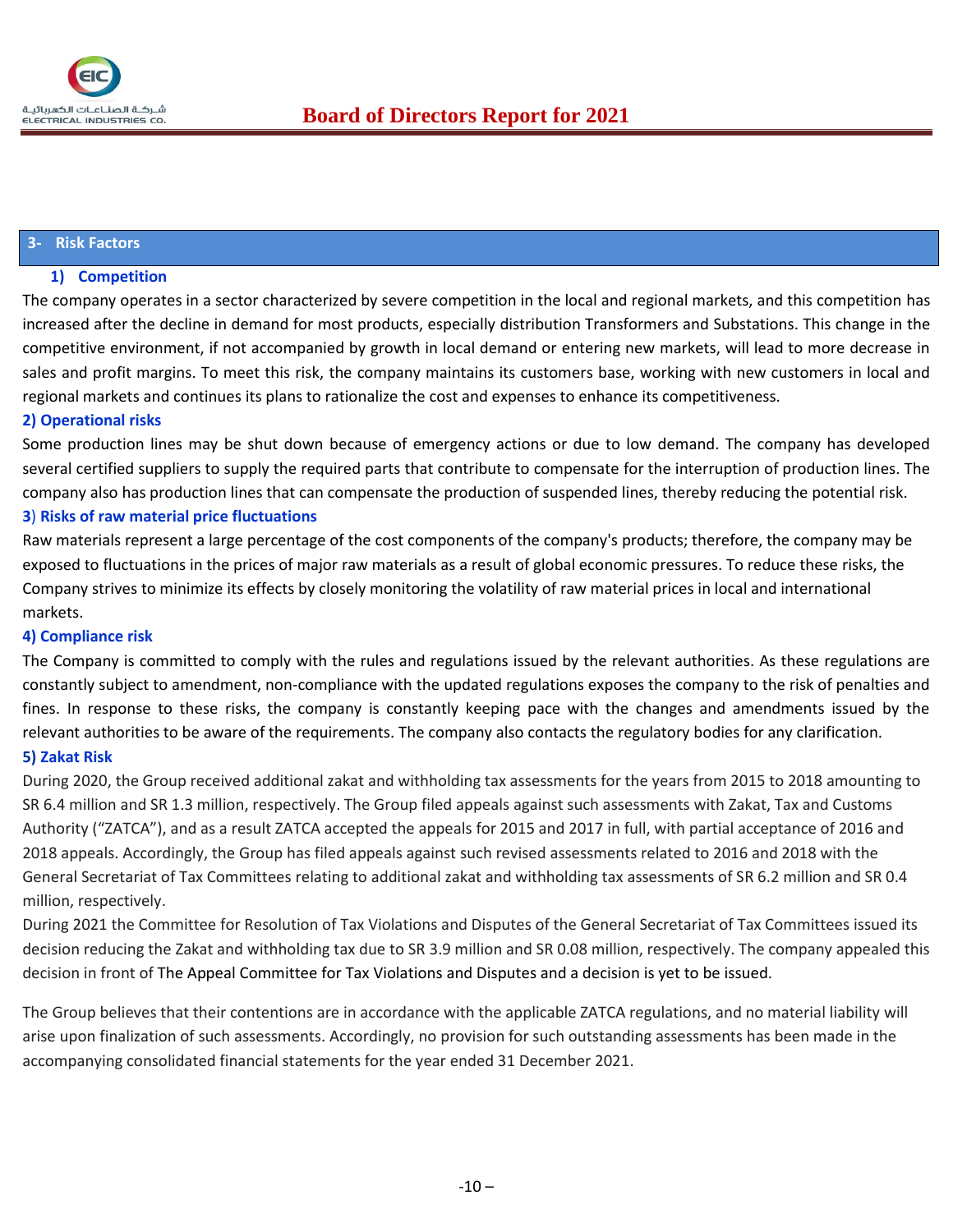## 3- Risk Factors

### 1) Competition

The company operates in a sector characterized by severe competition in the local and regional markets, and this competition has increased after the decline in demand for most products, especially distribution Transformers and Substations. This change in the competitive environment, if not accompanied by growth in local demand or entering new markets, will lead to more decrease in sales and profit margins. To meet this risk, the company maintains its customers base, working with new customers in local and regional markets and continues its plans to rationalize the cost and expenses to enhance its competitiveness.

### 2) Operational risks

Some production lines may be shut down because of emergency actions or due to low demand. The company has developed several certified suppliers to supply the required parts that contribute to compensate for the interruption of production lines. The company also has production lines that can compensate the production of suspended lines, thereby reducing the potential risk.

### 3) Risks of raw material price fluctuations

Raw materials represent a large percentage of the cost components of the company's products; therefore, the company may be exposed to fluctuations in the prices of major raw materials as a result of global economic pressures. To reduce these risks, the Company strives to minimize its effects by closely monitoring the volatility of raw material prices in local and international markets.

### 4) Compliance risk

The Company is committed to comply with the rules and regulations issued by the relevant authorities. As these regulations are constantly subject to amendment, non-compliance with the updated regulations exposes the company to the risk of penalties and fines. In response to these risks, the company is constantly keeping pace with the changes and amendments issued by the relevant authorities to be aware of the requirements. The company also contacts the regulatory bodies for any clarification.

### 5) Zakat Risk

During 2020, the Group received additional zakat and withholding tax assessments for the years from 2015 to 2018 amounting to SR 6.4 million and SR 1.3 million, respectively. The Group filed appeals against such assessments with Zakat, Tax and Customs Authority ("ZATCA"), and as a result ZATCA accepted the appeals for 2015 and 2017 in full, with partial acceptance of 2016 and 2018 appeals. Accordingly, the Group has filed appeals against such revised assessments related to 2016 and 2018 with the General Secretariat of Tax Committees relating to additional zakat and withholding tax assessments of SR 6.2 million and SR 0.4 million, respectively.

During 2021 the Committee for Resolution of Tax Violations and Disputes of the General Secretariat of Tax Committees issued its decision reducing the Zakat and withholding tax due to SR 3.9 million and SR 0.08 million, respectively. The company appealed this decision in front of The Appeal Committee for Tax Violations and Disputes and a decision is yet to be issued.

The Group believes that their contentions are in accordance with the applicable ZATCA regulations, and no material liability will arise upon finalization of such assessments. Accordingly, no provision for such outstanding assessments has been made in the accompanying consolidated financial statements for the year ended 31 December 2021.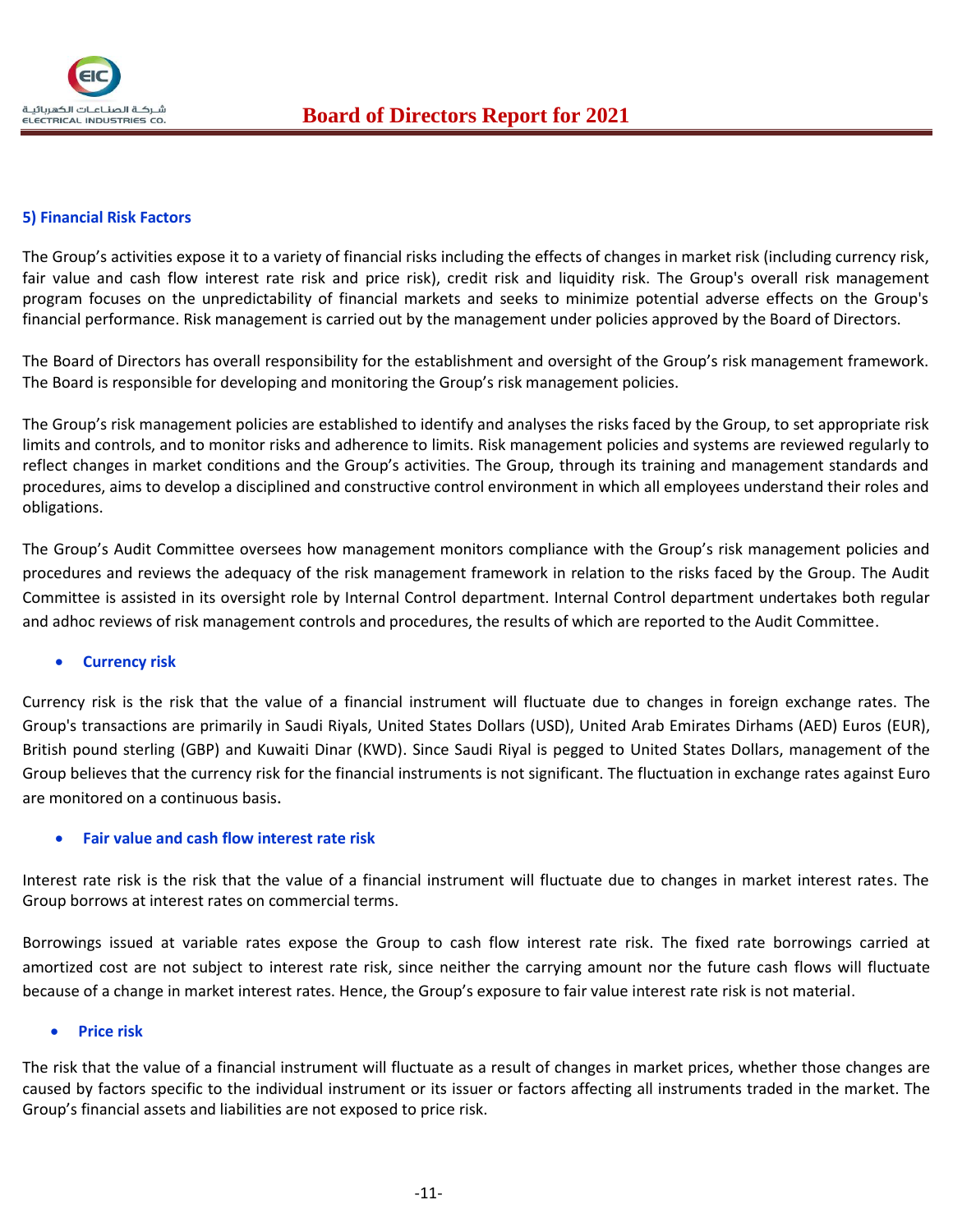## 5) Financial Risk Factors

The Group's activities expose it to a variety of financial risks including the effects of changes in market risk (including currency risk, fair value and cash flow interest rate risk and price risk), credit risk and liquidity risk. The Group's overall risk management program focuses on the unpredictability of financial markets and seeks to minimize potential adverse effects on the Group's financial performance. Risk management is carried out by the management under policies approved by the Board of Directors.

The Board of Directors has overall responsibility for the establishment and oversight of the Group's risk management framework. The Board is responsible for developing and monitoring the Group's risk management policies.

The Group's risk management policies are established to identify and analyses the risks faced by the Group, to set appropriate risk limits and controls, and to monitor risks and adherence to limits. Risk management policies and systems are reviewed regularly to reflect changes in market conditions and the Group's activities. The Group, through its training and management standards and procedures, aims to develop a disciplined and constructive control environment in which all employees understand their roles and obligations.

The Group's Audit Committee oversees how management monitors compliance with the Group's risk management policies and procedures and reviews the adequacy of the risk management framework in relation to the risks faced by the Group. The Audit Committee is assisted in its oversight role by Internal Control department. Internal Control department undertakes both regular and adhoc reviews of risk management controls and procedures, the results of which are reported to the Audit Committee.

- **Currency risk**

Currency risk is the risk that the value of a financial instrument will fluctuate due to changes in foreign exchange rates. The Group's transactions are primarily in Saudi Riyals, United States Dollars (USD), United Arab Emirates Dirhams (AED) Euros (EUR), British pound sterling (GBP) and Kuwaiti Dinar (KWD). Since Saudi Riyal is pegged to United States Dollars, management of the Group believes that the currency risk for the financial instruments is not significant. The fluctuation in exchange rates against Euro are monitored on a continuous basis.

- **Fair value and cash flow interest rate risk**

Interest rate risk is the risk that the value of a financial instrument will fluctuate due to changes in market interest rates. The Group borrows at interest rates on commercial terms.

Borrowings issued at variable rates expose the Group to cash flow interest rate risk. The fixed rate borrowings carried at amortized cost are not subject to interest rate risk, since neither the carrying amount nor the future cash flows will fluctuate because of a change in market interest rates. Hence, the Group's exposure to fair value interest rate risk is not material.

- **Price risk**

The risk that the value of a financial instrument will fluctuate as a result of changes in market prices, whether those changes are caused by factors specific to the individual instrument or its issuer or factors affecting all instruments traded in the market. The Group's financial assets and liabilities are not exposed to price risk.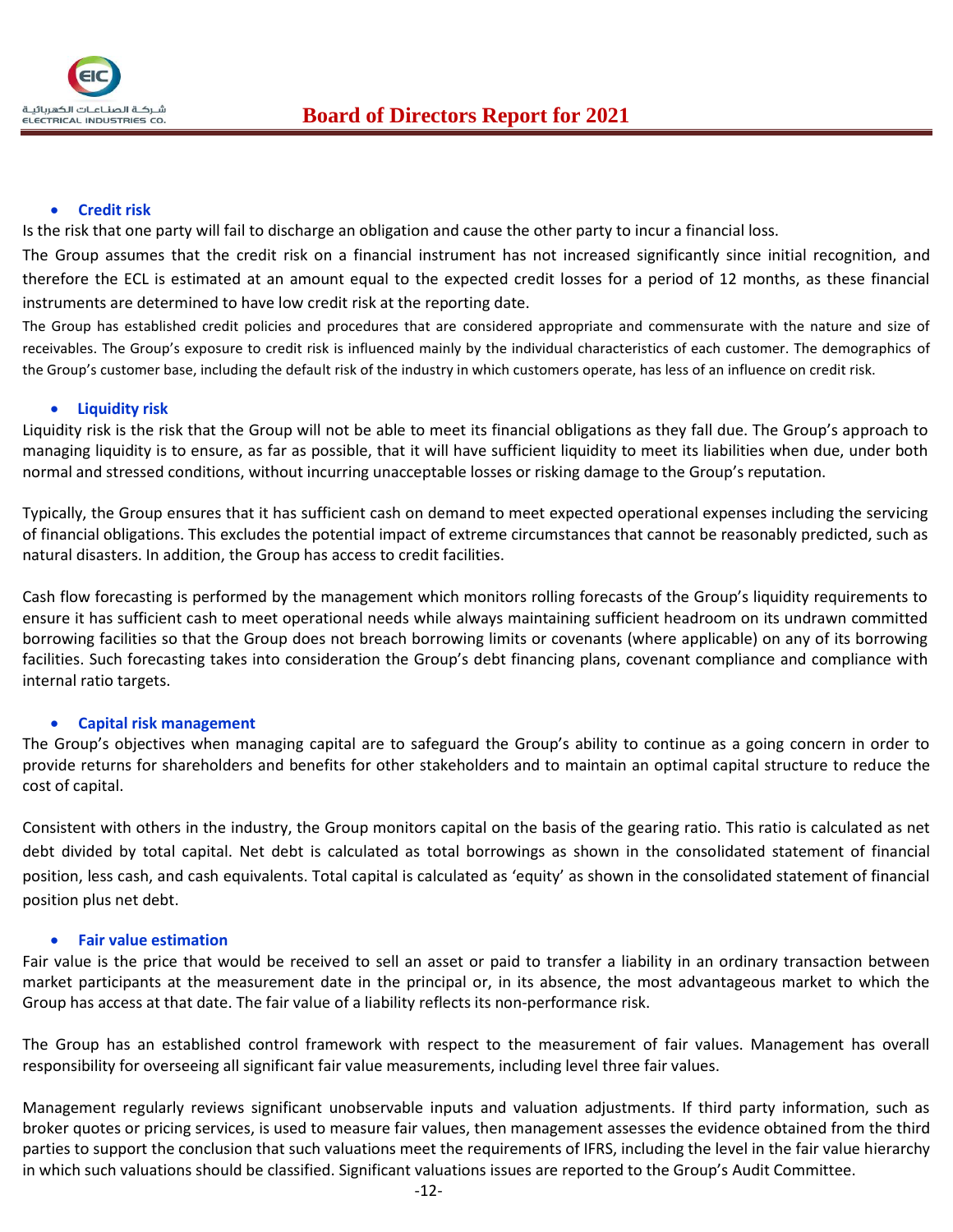- **Credit risk**

Is the risk that one party will fail to discharge an obligation and cause the other party to incur a financial loss.

The Group assumes that the credit risk on a financial instrument has not increased significantly since initial recognition, and therefore the ECL is estimated at an amount equal to the expected credit losses for a period of 12 months, as these financial instruments are determined to have low credit risk at the reporting date.

The Group has established credit policies and procedures that are considered appropriate and commensurate with the nature and size of receivables. The Group's exposure to credit risk is influenced mainly by the individual characteristics of each customer. The demographics of the Group's customer base, including the default risk of the industry in which customers operate, has less of an influence on credit risk.

- **Liquidity risk**

Liquidity risk is the risk that the Group will not be able to meet its financial obligations as they fall due. The Group's approach to managing liquidity is to ensure, as far as possible, that it will have sufficient liquidity to meet its liabilities when due, under both normal and stressed conditions, without incurring unacceptable losses or risking damage to the Group's reputation.

Typically, the Group ensures that it has sufficient cash on demand to meet expected operational expenses including the servicing of financial obligations. This excludes the potential impact of extreme circumstances that cannot be reasonably predicted, such as natural disasters. In addition, the Group has access to credit facilities.

Cash flow forecasting is performed by the management which monitors rolling forecasts of the Group's liquidity requirements to ensure it has sufficient cash to meet operational needs while always maintaining sufficient headroom on its undrawn committed borrowing facilities so that the Group does not breach borrowing limits or covenants (where applicable) on any of its borrowing facilities. Such forecasting takes into consideration the Group's debt financing plans, covenant compliance and compliance with internal ratio targets.

- **Capital risk management**

The Group's objectives when managing capital are to safeguard the Group's ability to continue as a going concern in order to provide returns for shareholders and benefits for other stakeholders and to maintain an optimal capital structure to reduce the cost of capital.

Consistent with others in the industry, the Group monitors capital on the basis of the gearing ratio. This ratio is calculated as net debt divided by total capital. Net debt is calculated as total borrowings as shown in the consolidated statement of financial position, less cash, and cash equivalents. Total capital is calculated as 'equity' as shown in the consolidated statement of financial position plus net debt.

- **Fair value estimation**

Fair value is the price that would be received to sell an asset or paid to transfer a liability in an ordinary transaction between market participants at the measurement date in the principal or, in its absence, the most advantageous market to which the Group has access at that date. The fair value of a liability reflects its non-performance risk.

The Group has an established control framework with respect to the measurement of fair values. Management has overall responsibility for overseeing all significant fair value measurements, including level three fair values.

Management regularly reviews significant unobservable inputs and valuation adjustments. If third party information, such as broker quotes or pricing services, is used to measure fair values, then management assesses the evidence obtained from the third parties to support the conclusion that such valuations meet the requirements of IFRS, including the level in the fair value hierarchy in which such valuations should be classified. Significant valuations issues are reported to the Group's Audit Committee.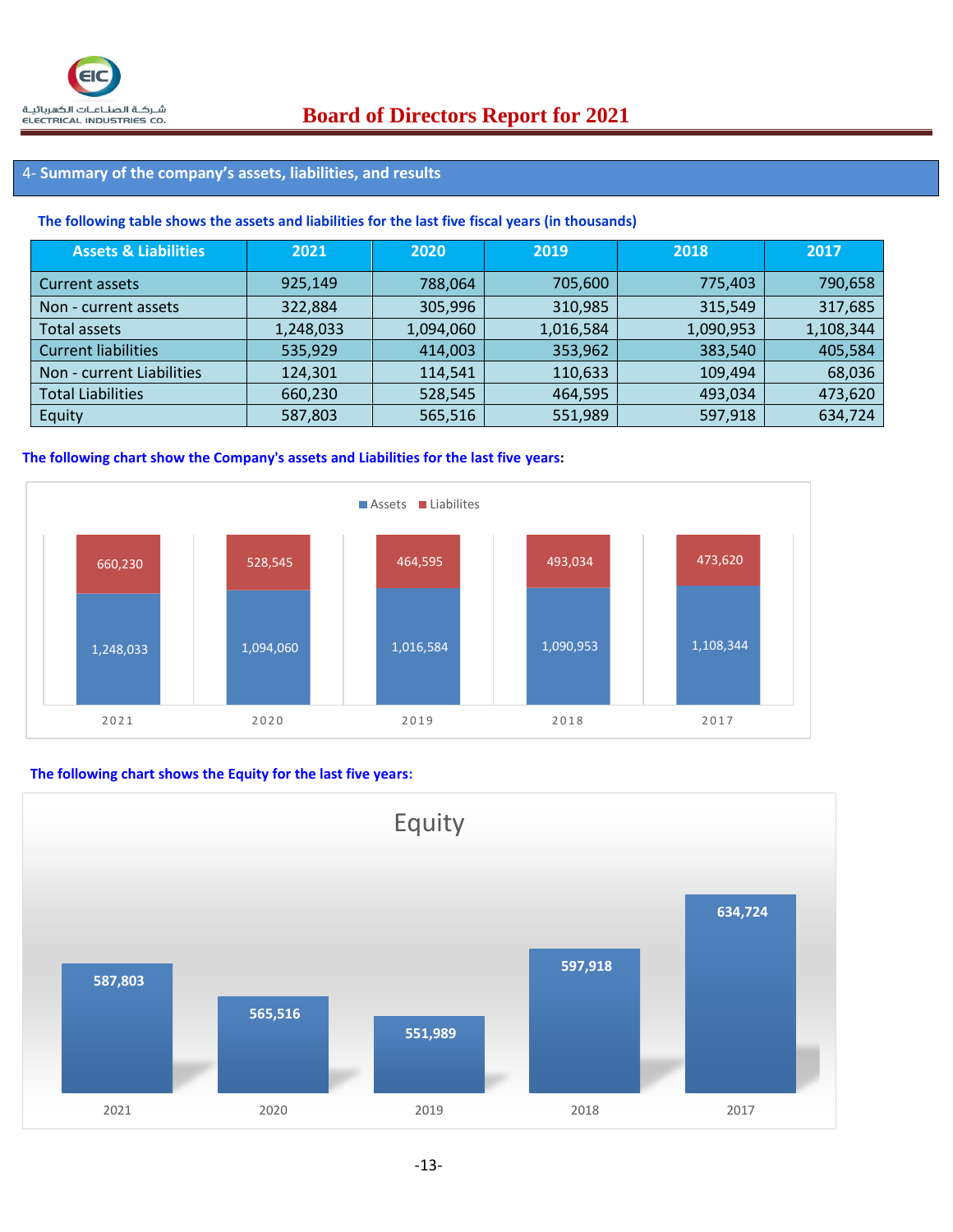## 4- Summary of the company's assets, liabilities, and results

**The following table shows the assets and liabilities for the last five fiscal years (in thousands)**

| Assets & Liabilities | 2021 | 2020 | 2019 | 2018 | 2017 |
|---|---|---|---|---|---|
| Current assets | 925,149 | 788,064 | 705,600 | 775,403 | 790,658 |
| Non - current assets | 322,884 | 305,996 | 310,985 | 315,549 | 317,685 |
| Total assets | 1,248,033 | 1,094,060 | 1,016,584 | 1,090,953 | 1,108,344 |
| Current liabilities | 535,929 | 414,003 | 353,962 | 383,540 | 405,584 |
| Non - current Liabilities | 124,301 | 114,541 | 110,633 | 109,494 | 68,036 |
| Total Liabilities | 660,230 | 528,545 | 464,595 | 493,034 | 473,620 |
| Equity | 587,803 | 565,516 | 551,989 | 597,918 | 634,724 |

**The following chart show the Company's assets and Liabilities for the last five years:**

| | 2021 | 2020 | 2019 | 2018 | 2017 |
|---|---|---|---|---|---|
| Assets | 1,248,033 | 1,094,060 | 1,016,584 | 1,090,953 | 1,108,344 |
| Liabilites | 660,230 | 528,545 | 464,595 | 493,034 | 473,620 |

**The following chart shows the Equity for the last five years:**

Equity

| 2021 | 2020 | 2019 | 2018 | 2017 |
|---|---|---|---|---|
| 587,803 | 565,516 | 551,989 | 597,918 | 634,724 |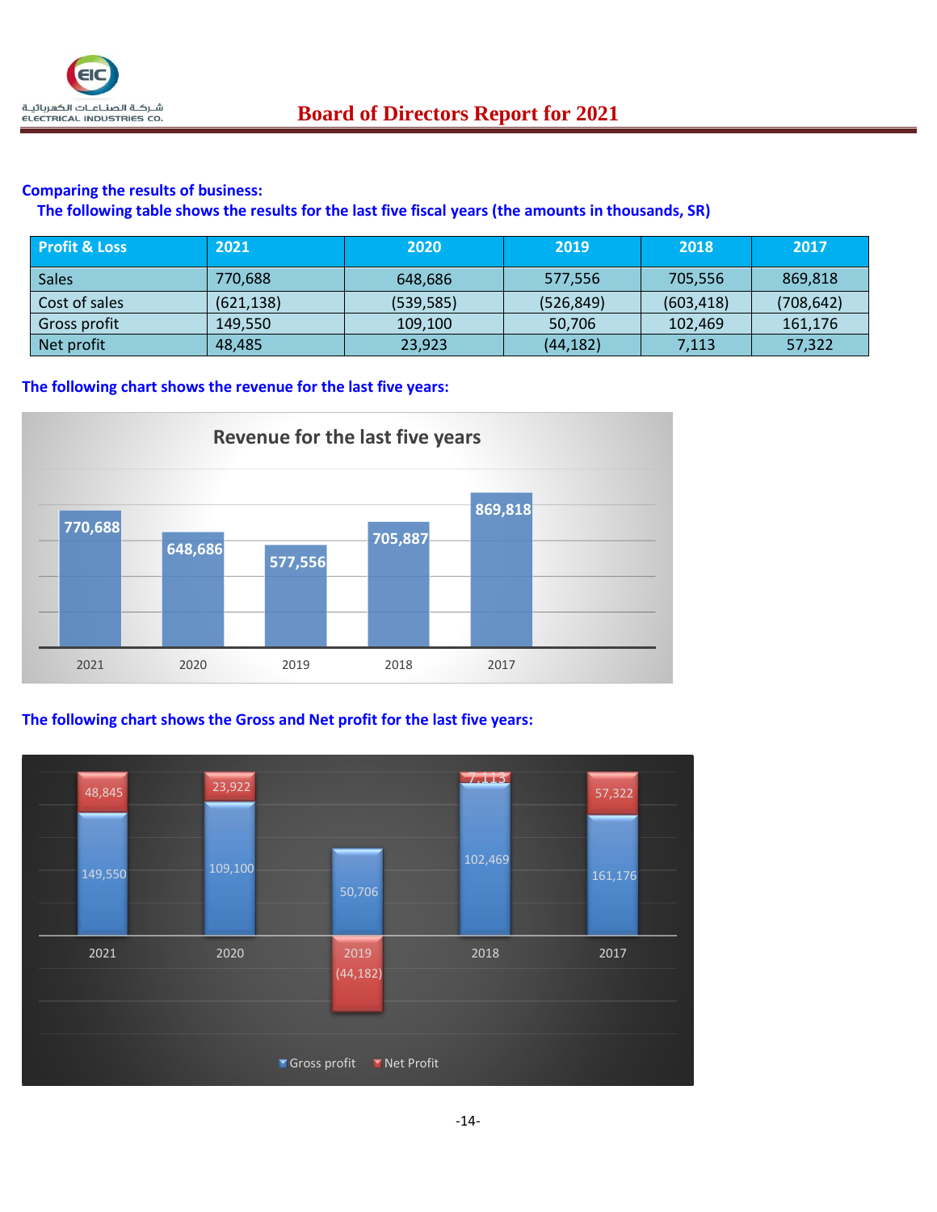**Comparing the results of business:**

**The following table shows the results for the last five fiscal years (the amounts in thousands, SR)**

| Profit & Loss | 2021 | 2020 | 2019 | 2018 | 2017 |
|---|---|---|---|---|---|
| Sales | 770,688 | 648,686 | 577,556 | 705,556 | 869,818 |
| Cost of sales | (621,138) | (539,585) | (526,849) | (603,418) | (708,642) |
| Gross profit | 149,550 | 109,100 | 50,706 | 102,469 | 161,176 |
| Net profit | 48,485 | 23,923 | (44,182) | 7,113 | 57,322 |

**The following chart shows the revenue for the last five years:**

Revenue for the last five years

| Year | Revenue |
|---|---|
| 2021 | 770,688 |
| 2020 | 648,686 |
| 2019 | 577,556 |
| 2018 | 705,887 |
| 2017 | 869,818 |

**The following chart shows the Gross and Net profit for the last five years:**

| Year | Gross profit | Net Profit |
|---|---|---|
| 2021 | 149,550 | 48,845 |
| 2020 | 109,100 | 23,922 |
| 2019 | 50,706 | (44,182) |
| 2018 | 102,469 | 7,113 |
| 2017 | 161,176 | 57,322 |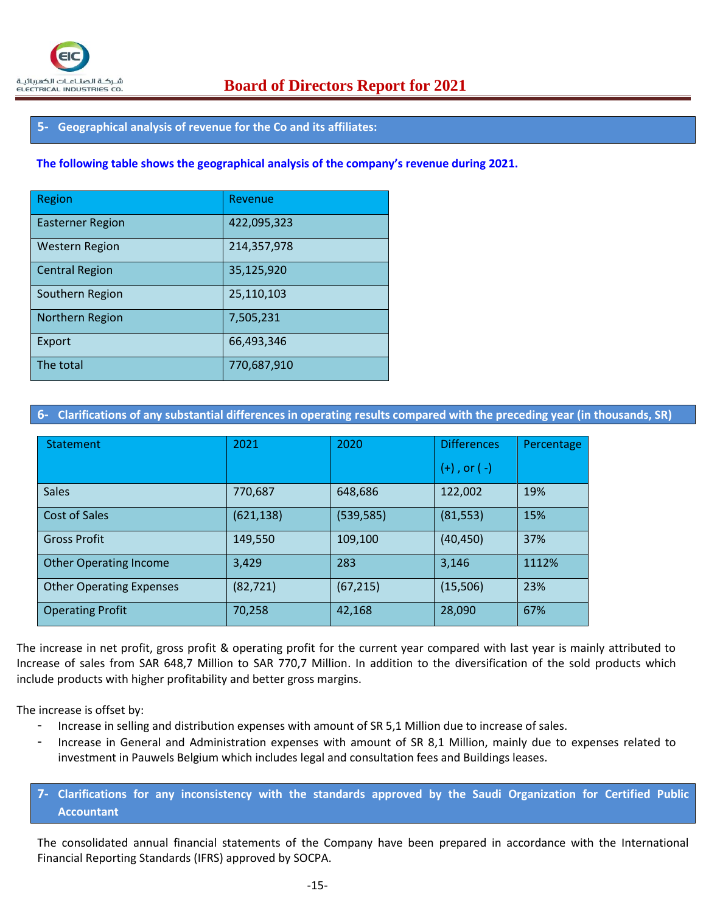## 5- Geographical analysis of revenue for the Co and its affiliates:

**The following table shows the geographical analysis of the company's revenue during 2021.**

| Region | Revenue |
|---|---|
| Easterner Region | 422,095,323 |
| Western Region | 214,357,978 |
| Central Region | 35,125,920 |
| Southern Region | 25,110,103 |
| Northern Region | 7,505,231 |
| Export | 66,493,346 |
| The total | 770,687,910 |

## 6- Clarifications of any substantial differences in operating results compared with the preceding year (in thousands, SR)

| Statement | 2021 | 2020 | Differences (+) , or ( -) | Percentage |
|---|---|---|---|---|
| Sales | 770,687 | 648,686 | 122,002 | 19% |
| Cost of Sales | (621,138) | (539,585) | (81,553) | 15% |
| Gross Profit | 149,550 | 109,100 | (40,450) | 37% |
| Other Operating Income | 3,429 | 283 | 3,146 | 1112% |
| Other Operating Expenses | (82,721) | (67,215) | (15,506) | 23% |
| Operating Profit | 70,258 | 42,168 | 28,090 | 67% |

The increase in net profit, gross profit & operating profit for the current year compared with last year is mainly attributed to Increase of sales from SAR 648,7 Million to SAR 770,7 Million. In addition to the diversification of the sold products which include products with higher profitability and better gross margins.

The increase is offset by:

- Increase in selling and distribution expenses with amount of SR 5,1 Million due to increase of sales.
- Increase in General and Administration expenses with amount of SR 8,1 Million, mainly due to expenses related to investment in Pauwels Belgium which includes legal and consultation fees and Buildings leases.

## 7- Clarifications for any inconsistency with the standards approved by the Saudi Organization for Certified Public Accountant

The consolidated annual financial statements of the Company have been prepared in accordance with the International Financial Reporting Standards (IFRS) approved by SOCPA.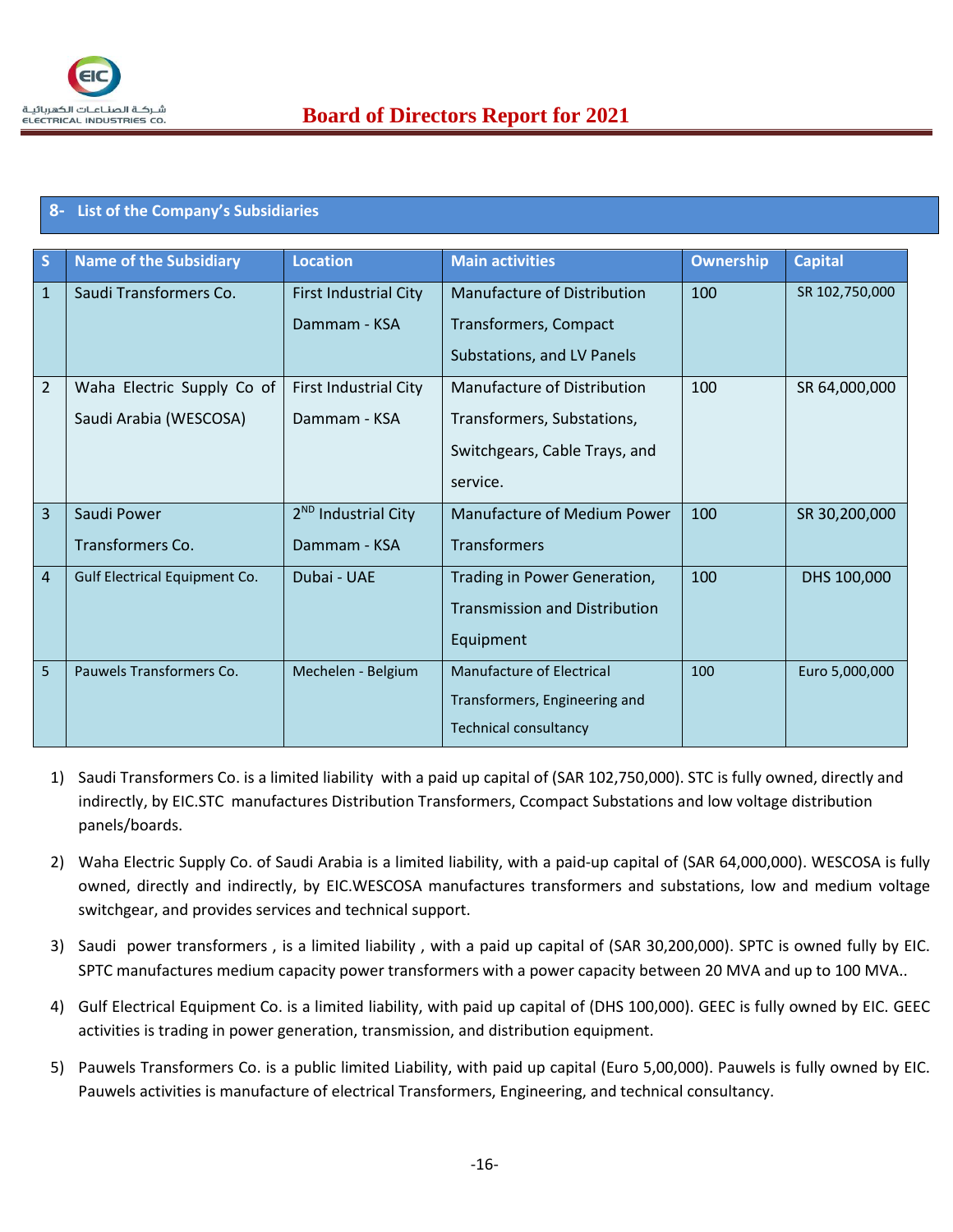## 8- List of the Company's Subsidiaries

| S | Name of the Subsidiary | Location | Main activities | Ownership | Capital |
|---|---|---|---|---|---|
| 1 | Saudi Transformers Co. | First Industrial City Dammam - KSA | Manufacture of Distribution Transformers, Compact Substations, and LV Panels | 100 | SR 102,750,000 |
| 2 | Waha Electric Supply Co of Saudi Arabia (WESCOSA) | First Industrial City Dammam - KSA | Manufacture of Distribution Transformers, Substations, Switchgears, Cable Trays, and service. | 100 | SR 64,000,000 |
| 3 | Saudi Power Transformers Co. | 2ND Industrial City Dammam - KSA | Manufacture of Medium Power Transformers | 100 | SR 30,200,000 |
| 4 | Gulf Electrical Equipment Co. | Dubai - UAE | Trading in Power Generation, Transmission and Distribution Equipment | 100 | DHS 100,000 |
| 5 | Pauwels Transformers Co. | Mechelen - Belgium | Manufacture of Electrical Transformers, Engineering and Technical consultancy | 100 | Euro 5,000,000 |

1) Saudi Transformers Co. is a limited liability with a paid up capital of (SAR 102,750,000). STC is fully owned, directly and indirectly, by EIC.STC manufactures Distribution Transformers, Ccompact Substations and low voltage distribution panels/boards.

2) Waha Electric Supply Co. of Saudi Arabia is a limited liability, with a paid-up capital of (SAR 64,000,000). WESCOSA is fully owned, directly and indirectly, by EIC.WESCOSA manufactures transformers and substations, low and medium voltage switchgear, and provides services and technical support.

3) Saudi power transformers , is a limited liability , with a paid up capital of (SAR 30,200,000). SPTC is owned fully by EIC. SPTC manufactures medium capacity power transformers with a power capacity between 20 MVA and up to 100 MVA..

4) Gulf Electrical Equipment Co. is a limited liability, with paid up capital of (DHS 100,000). GEEC is fully owned by EIC. GEEC activities is trading in power generation, transmission, and distribution equipment.

5) Pauwels Transformers Co. is a public limited Liability, with paid up capital (Euro 5,00,000). Pauwels is fully owned by EIC. Pauwels activities is manufacture of electrical Transformers, Engineering, and technical consultancy.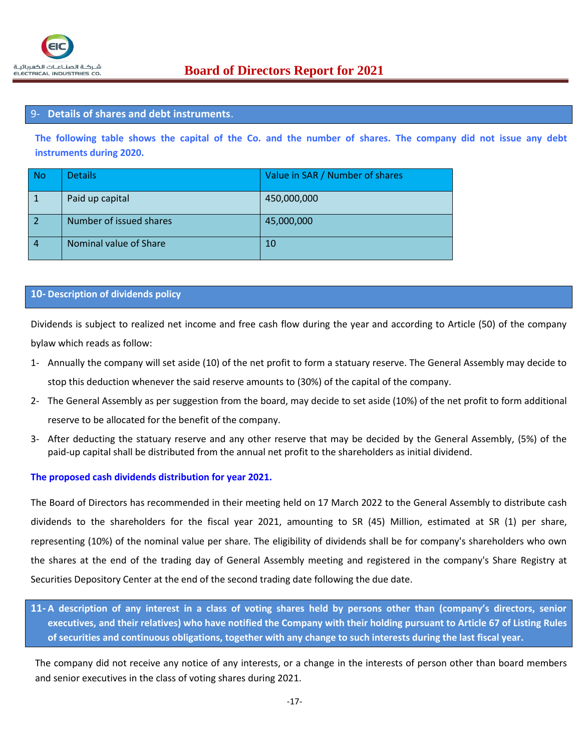## 9- Details of shares and debt instruments.

**The following table shows the capital of the Co. and the number of shares. The company did not issue any debt instruments during 2020.**

| No | Details | Value in SAR / Number of shares |
|---|---|---|
| 1 | Paid up capital | 450,000,000 |
| 2 | Number of issued shares | 45,000,000 |
| 4 | Nominal value of Share | 10 |

## 10- Description of dividends policy

Dividends is subject to realized net income and free cash flow during the year and according to Article (50) of the company bylaw which reads as follow:

1- Annually the company will set aside (10) of the net profit to form a statuary reserve. The General Assembly may decide to stop this deduction whenever the said reserve amounts to (30%) of the capital of the company.
2- The General Assembly as per suggestion from the board, may decide to set aside (10%) of the net profit to form additional reserve to be allocated for the benefit of the company.
3- After deducting the statuary reserve and any other reserve that may be decided by the General Assembly, (5%) of the paid-up capital shall be distributed from the annual net profit to the shareholders as initial dividend.

**The proposed cash dividends distribution for year 2021.**

The Board of Directors has recommended in their meeting held on 17 March 2022 to the General Assembly to distribute cash dividends to the shareholders for the fiscal year 2021, amounting to SR (45) Million, estimated at SR (1) per share, representing (10%) of the nominal value per share. The eligibility of dividends shall be for company's shareholders who own the shares at the end of the trading day of General Assembly meeting and registered in the company's Share Registry at Securities Depository Center at the end of the second trading date following the due date.

## 11- A description of any interest in a class of voting shares held by persons other than (company's directors, senior executives, and their relatives) who have notified the Company with their holding pursuant to Article 67 of Listing Rules of securities and continuous obligations, together with any change to such interests during the last fiscal year.

The company did not receive any notice of any interests, or a change in the interests of person other than board members and senior executives in the class of voting shares during 2021.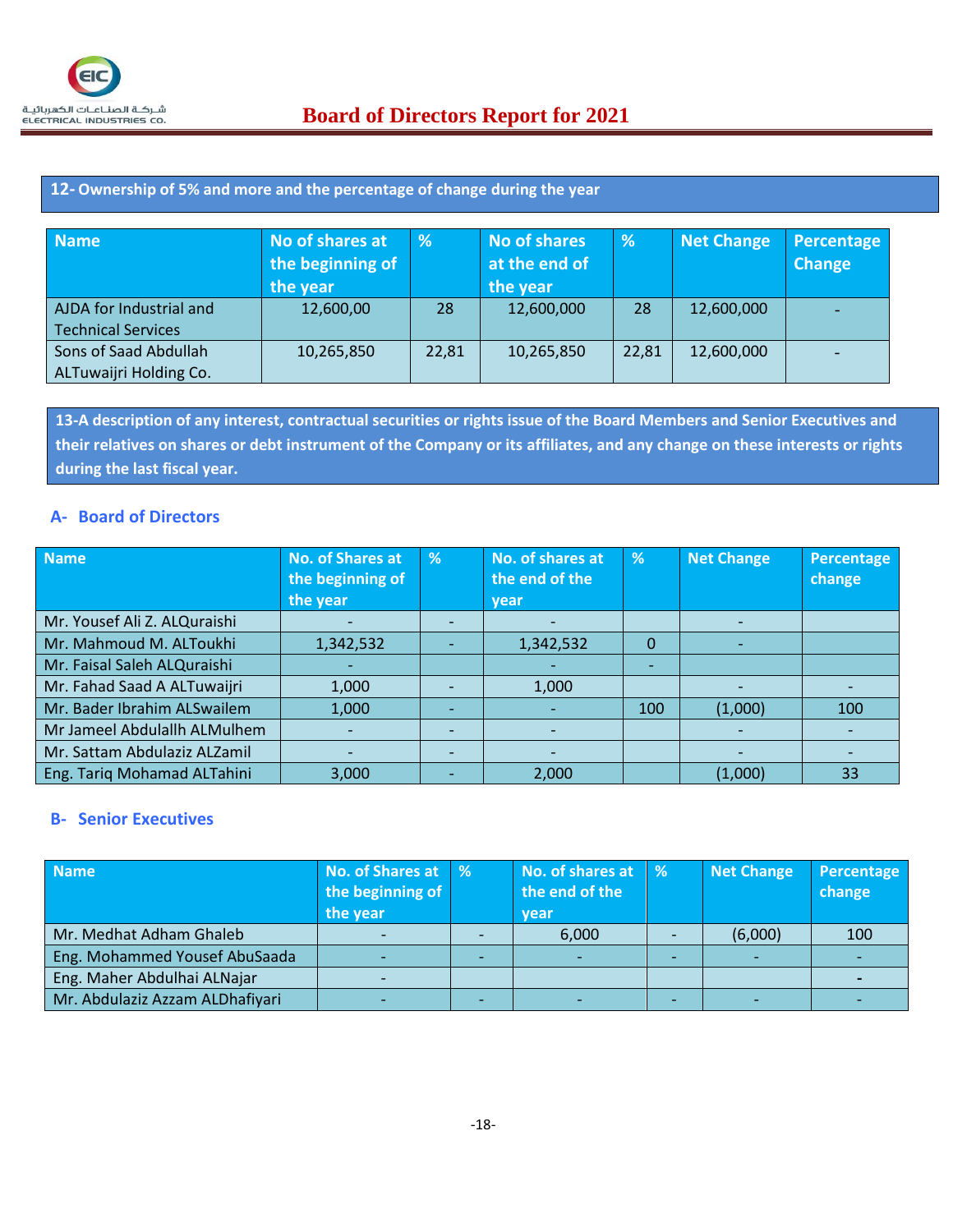## 12- Ownership of 5% and more and the percentage of change during the year

| Name | No of shares at the beginning of the year | % | No of shares at the end of the year | % | Net Change | Percentage Change |
|---|---|---|---|---|---|---|
| AJDA for Industrial and Technical Services | 12,600,00 | 28 | 12,600,000 | 28 | 12,600,000 | - |
| Sons of Saad Abdullah ALTuwaijri Holding Co. | 10,265,850 | 22,81 | 10,265,850 | 22,81 | 12,600,000 | - |

## 13-A description of any interest, contractual securities or rights issue of the Board Members and Senior Executives and their relatives on shares or debt instrument of the Company or its affiliates, and any change on these interests or rights during the last fiscal year.

### A- Board of Directors

| Name | No. of Shares at the beginning of the year | % | No. of shares at the end of the year | % | Net Change | Percentage change |
|---|---|---|---|---|---|---|
| Mr. Yousef Ali Z. ALQuraishi | - | - | - | | - | |
| Mr. Mahmoud M. ALToukhi | 1,342,532 | - | 1,342,532 | 0 | - | |
| Mr. Faisal Saleh ALQuraishi | - | | - | - | | |
| Mr. Fahad Saad A ALTuwaijri | 1,000 | - | 1,000 | | - | - |
| Mr. Bader Ibrahim ALSwailem | 1,000 | - | - | 100 | (1,000) | 100 |
| Mr Jameel Abdulallh ALMulhem | - | - | - | | - | - |
| Mr. Sattam Abdulaziz ALZamil | - | - | - | | - | - |
| Eng. Tariq Mohamad ALTahini | 3,000 | - | 2,000 | | (1,000) | 33 |

### B- Senior Executives

| Name | No. of Shares at the beginning of the year | % | No. of shares at the end of the year | % | Net Change | Percentage change |
|---|---|---|---|---|---|---|
| Mr. Medhat Adham Ghaleb | - | - | 6,000 | - | (6,000) | 100 |
| Eng. Mohammed Yousef AbuSaada | - | - | - | - | - | - |
| Eng. Maher Abdulhai ALNajar | - | | | | | - |
| Mr. Abdulaziz Azzam ALDhafiyari | - | - | - | - | - | - |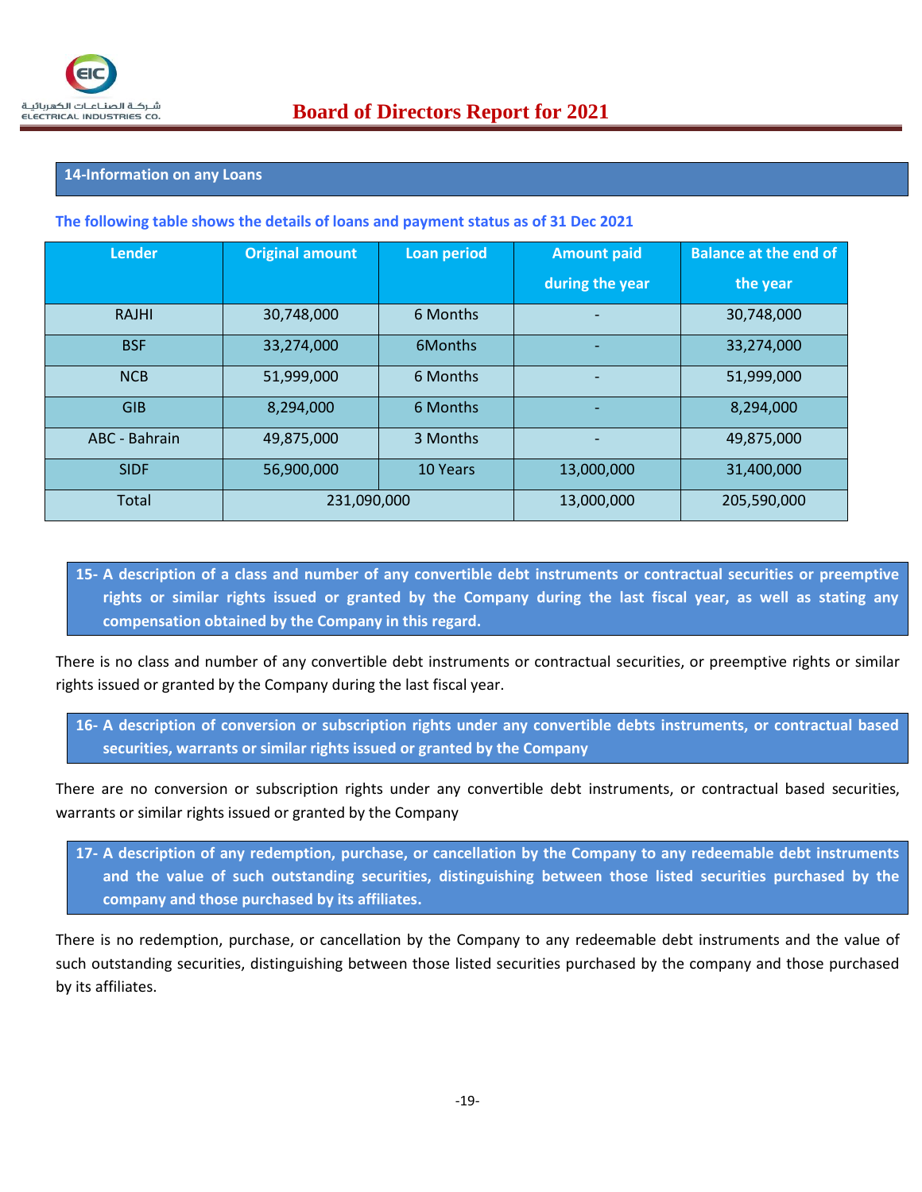## 14-Information on any Loans

**The following table shows the details of loans and payment status as of 31 Dec 2021**

| Lender | Original amount | Loan period | Amount paid during the year | Balance at the end of the year |
|---|---|---|---|---|
| RAJHI | 30,748,000 | 6 Months | - | 30,748,000 |
| BSF | 33,274,000 | 6Months | - | 33,274,000 |
| NCB | 51,999,000 | 6 Months | - | 51,999,000 |
| GIB | 8,294,000 | 6 Months | - | 8,294,000 |
| ABC - Bahrain | 49,875,000 | 3 Months | - | 49,875,000 |
| SIDF | 56,900,000 | 10 Years | 13,000,000 | 31,400,000 |
| Total | 231,090,000 | | 13,000,000 | 205,590,000 |

## 15- A description of a class and number of any convertible debt instruments or contractual securities or preemptive rights or similar rights issued or granted by the Company during the last fiscal year, as well as stating any compensation obtained by the Company in this regard.

There is no class and number of any convertible debt instruments or contractual securities, or preemptive rights or similar rights issued or granted by the Company during the last fiscal year.

## 16- A description of conversion or subscription rights under any convertible debts instruments, or contractual based securities, warrants or similar rights issued or granted by the Company

There are no conversion or subscription rights under any convertible debt instruments, or contractual based securities, warrants or similar rights issued or granted by the Company

## 17- A description of any redemption, purchase, or cancellation by the Company to any redeemable debt instruments and the value of such outstanding securities, distinguishing between those listed securities purchased by the company and those purchased by its affiliates.

There is no redemption, purchase, or cancellation by the Company to any redeemable debt instruments and the value of such outstanding securities, distinguishing between those listed securities purchased by the company and those purchased by its affiliates.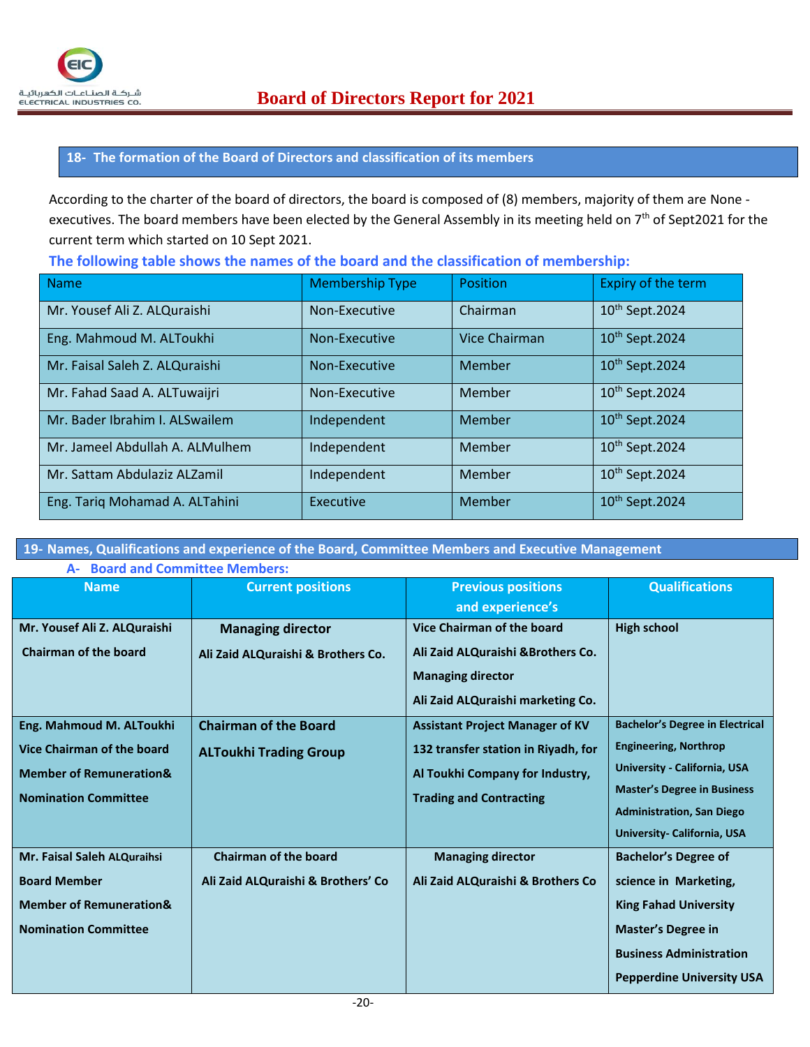## 18- The formation of the Board of Directors and classification of its members

According to the charter of the board of directors, the board is composed of (8) members, majority of them are None - executives. The board members have been elected by the General Assembly in its meeting held on 7th of Sept2021 for the current term which started on 10 Sept 2021.

**The following table shows the names of the board and the classification of membership:**

| Name | Membership Type | Position | Expiry of the term |
|---|---|---|---|
| Mr. Yousef Ali Z. ALQuraishi | Non-Executive | Chairman | 10th Sept.2024 |
| Eng. Mahmoud M. ALToukhi | Non-Executive | Vice Chairman | 10th Sept.2024 |
| Mr. Faisal Saleh Z. ALQuraishi | Non-Executive | Member | 10th Sept.2024 |
| Mr. Fahad Saad A. ALTuwaijri | Non-Executive | Member | 10th Sept.2024 |
| Mr. Bader Ibrahim I. ALSwailem | Independent | Member | 10th Sept.2024 |
| Mr. Jameel Abdullah A. ALMulhem | Independent | Member | 10th Sept.2024 |
| Mr. Sattam Abdulaziz ALZamil | Independent | Member | 10th Sept.2024 |
| Eng. Tariq Mohamad A. ALTahini | Executive | Member | 10th Sept.2024 |

## 19- Names, Qualifications and experience of the Board, Committee Members and Executive Management

### A- Board and Committee Members:

| Name | Current positions | Previous positions and experience's | Qualifications |
|---|---|---|---|
| **Mr. Yousef Ali Z. ALQuraishi** Chairman of the board | **Managing director** Ali Zaid ALQuraishi & Brothers Co. | **Vice Chairman of the board** Ali Zaid ALQuraishi &Brothers Co. **Managing director** Ali Zaid ALQuraishi marketing Co. | High school |
| **Eng. Mahmoud M. ALToukhi** Vice Chairman of the board Member of Remuneration& Nomination Committee | **Chairman of the Board** ALToukhi Trading Group | Assistant Project Manager of KV 132 transfer station in Riyadh, for Al Toukhi Company for Industry, Trading and Contracting | Bachelor's Degree in Electrical Engineering, Northrop University - California, USA Master's Degree in Business Administration, San Diego University- California, USA |
| **Mr. Faisal Saleh ALQuraihsi** Board Member Member of Remuneration& Nomination Committee | **Chairman of the board** Ali Zaid ALQuraishi & Brothers' Co | **Managing director** Ali Zaid ALQuraishi & Brothers Co | Bachelor's Degree of science in Marketing, King Fahad University Master's Degree in Business Administration Pepperdine University USA |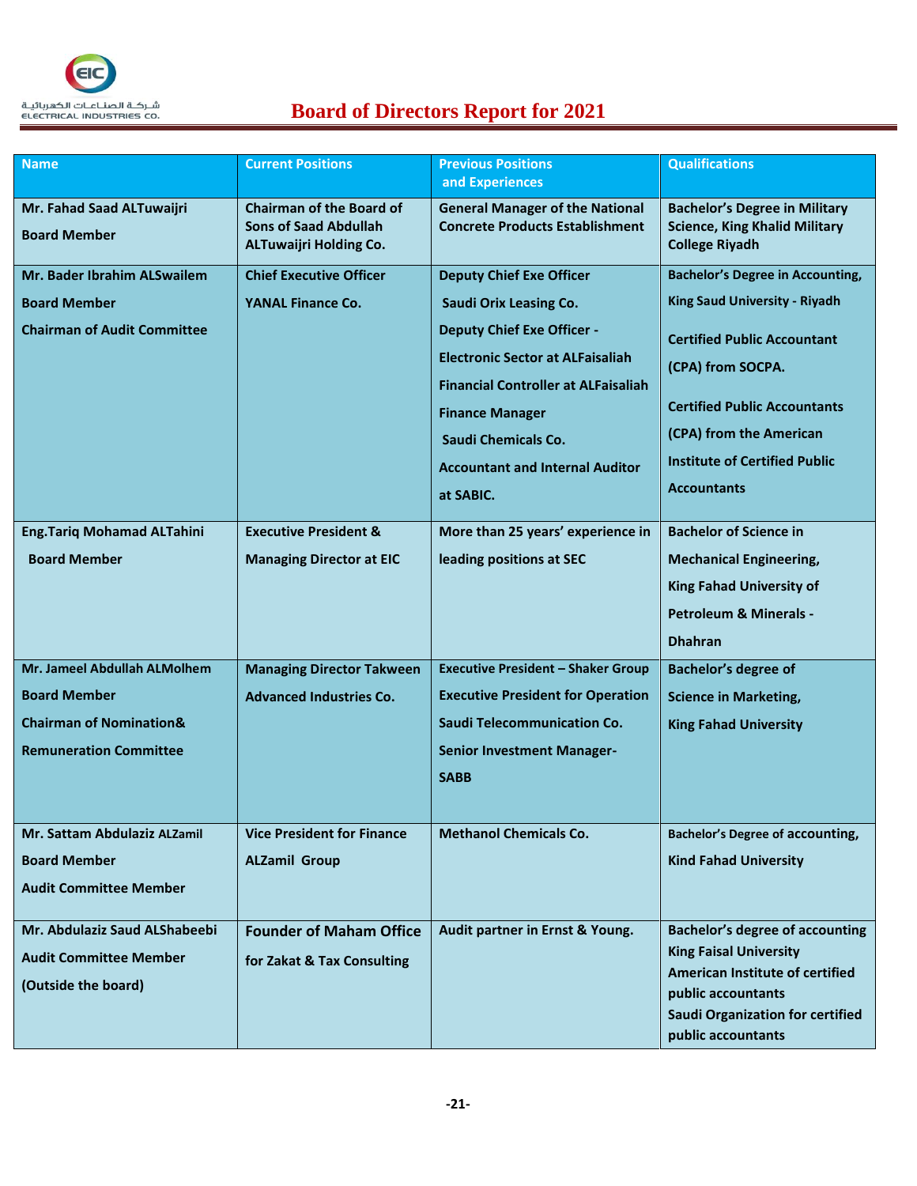| Name | Current Positions | Previous Positions and Experiences | Qualifications |
|---|---|---|---|
| **Mr. Fahad Saad ALTuwaijri**<br>**Board Member** | **Chairman of the Board of Sons of Saad Abdullah ALTuwaijri Holding Co.** | **General Manager of the National Concrete Products Establishment** | **Bachelor's Degree in Military Science, King Khalid Military College Riyadh** |
| **Mr. Bader Ibrahim ALSwailem**<br>**Board Member**<br>**Chairman of Audit Committee** | **Chief Executive Officer**<br>**YANAL Finance Co.** | **Deputy Chief Exe Officer**<br>**Saudi Orix Leasing Co.**<br>**Deputy Chief Exe Officer - Electronic Sector at ALFaisaliah**<br>**Financial Controller at ALFaisaliah**<br>**Finance Manager**<br>**Saudi Chemicals Co.**<br>**Accountant and Internal Auditor at SABIC.** | **Bachelor's Degree in Accounting, King Saud University - Riyadh**<br>**Certified Public Accountant (CPA) from SOCPA.**<br>**Certified Public Accountants (CPA) from the American Institute of Certified Public Accountants** |
| **Eng.Tariq Mohamad ALTahini**<br>**Board Member** | **Executive President & Managing Director at EIC** | **More than 25 years' experience in leading positions at SEC** | **Bachelor of Science in Mechanical Engineering, King Fahad University of Petroleum & Minerals - Dhahran** |
| **Mr. Jameel Abdullah ALMolhem**<br>**Board Member**<br>**Chairman of Nomination& Remuneration Committee** | **Managing Director Takween Advanced Industries Co.** | **Executive President – Shaker Group**<br>**Executive President for Operation Saudi Telecommunication Co.**<br>**Senior Investment Manager- SABB** | **Bachelor's degree of Science in Marketing, King Fahad University** |
| **Mr. Sattam Abdulaziz ALZamil**<br>**Board Member**<br>**Audit Committee Member** | **Vice President for Finance ALZamil Group** | **Methanol Chemicals Co.** | **Bachelor's Degree of accounting, Kind Fahad University** |
| **Mr. Abdulaziz Saud ALShabeebi**<br>**Audit Committee Member**<br>**(Outside the board)** | **Founder of Maham Office for Zakat & Tax Consulting** | **Audit partner in Ernst & Young.** | **Bachelor's degree of accounting King Faisal University**<br>**American Institute of certified public accountants**<br>**Saudi Organization for certified public accountants** |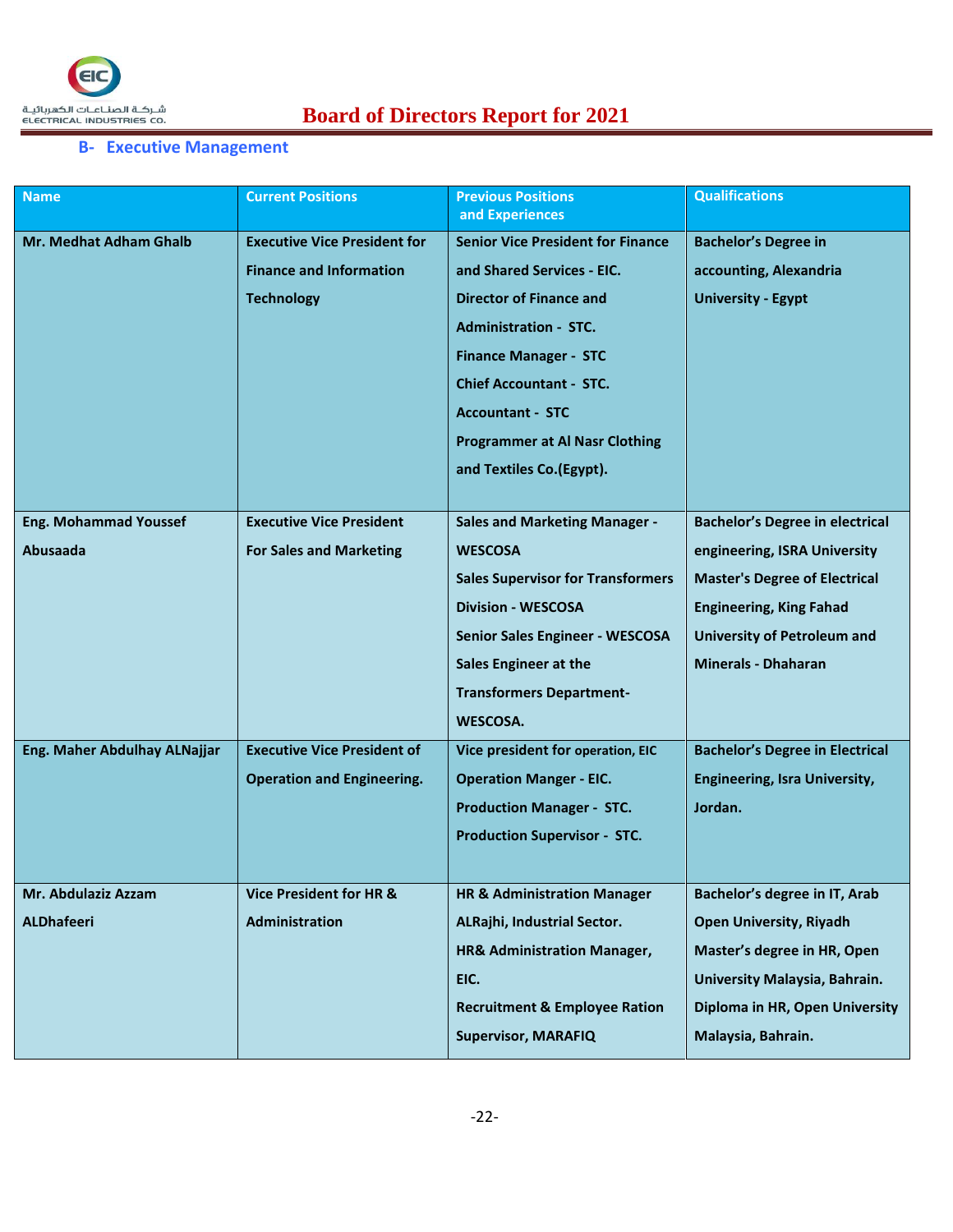## B- Executive Management

| Name | Current Positions | Previous Positions and Experiences | Qualifications |
|---|---|---|---|
| Mr. Medhat Adham Ghalb | Executive Vice President for Finance and Information Technology | Senior Vice President for Finance and Shared Services - EIC.<br>Director of Finance and Administration - STC.<br>Finance Manager - STC<br>Chief Accountant - STC.<br>Accountant - STC<br>Programmer at Al Nasr Clothing and Textiles Co.(Egypt). | Bachelor's Degree in accounting, Alexandria University - Egypt |
| Eng. Mohammad Youssef Abusaada | Executive Vice President For Sales and Marketing | Sales and Marketing Manager - WESCOSA<br>Sales Supervisor for Transformers Division - WESCOSA<br>Senior Sales Engineer - WESCOSA<br>Sales Engineer at the Transformers Department- WESCOSA. | Bachelor's Degree in electrical engineering, ISRA University<br>Master's Degree of Electrical Engineering, King Fahad University of Petroleum and Minerals - Dhaharan |
| Eng. Maher Abdulhay ALNajjar | Executive Vice President of Operation and Engineering. | Vice president for operation, EIC<br>Operation Manger - EIC.<br>Production Manager - STC.<br>Production Supervisor - STC. | Bachelor's Degree in Electrical Engineering, Isra University, Jordan. |
| Mr. Abdulaziz Azzam ALDhafeeri | Vice President for HR & Administration | HR & Administration Manager ALRajhi, Industrial Sector.<br>HR& Administration Manager, EIC.<br>Recruitment & Employee Ration Supervisor, MARAFIQ | Bachelor's degree in IT, Arab Open University, Riyadh<br>Master's degree in HR, Open University Malaysia, Bahrain.<br>Diploma in HR, Open University Malaysia, Bahrain. |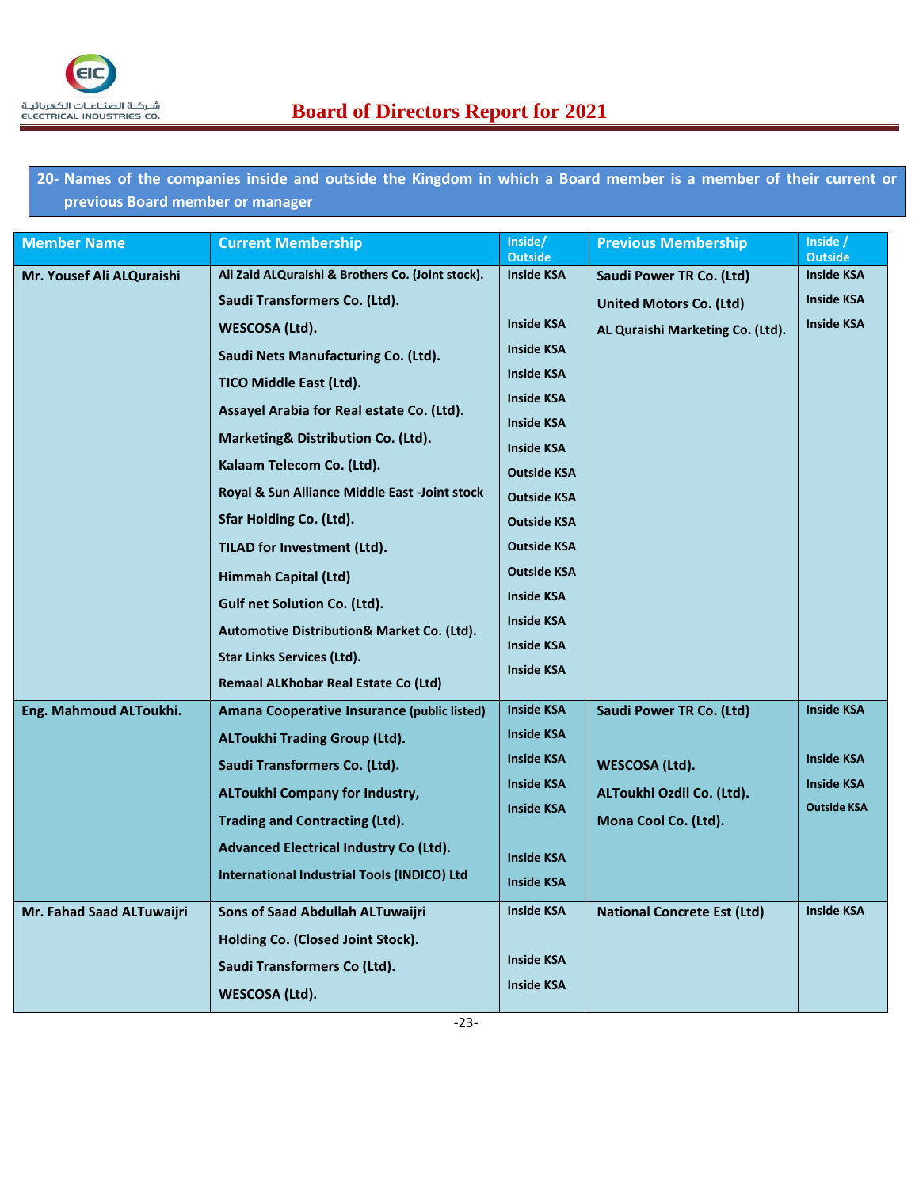**20- Names of the companies inside and outside the Kingdom in which a Board member is a member of their current or previous Board member or manager**

| Member Name | Current Membership | Inside/ Outside | Previous Membership | Inside / Outside |
|---|---|---|---|---|
| Mr. Yousef Ali ALQuraishi | Ali Zaid ALQuraishi & Brothers Co. (Joint stock).<br>Saudi Transformers Co. (Ltd).<br>WESCOSA (Ltd).<br>Saudi Nets Manufacturing Co. (Ltd).<br>TICO Middle East (Ltd).<br>Assayel Arabia for Real estate Co. (Ltd).<br>Marketing& Distribution Co. (Ltd).<br>Kalaam Telecom Co. (Ltd).<br>Royal & Sun Alliance Middle East -Joint stock<br>Sfar Holding Co. (Ltd).<br>TILAD for Investment (Ltd).<br>Himmah Capital (Ltd)<br>Gulf net Solution Co. (Ltd).<br>Automotive Distribution& Market Co. (Ltd).<br>Star Links Services (Ltd).<br>Remaal ALKhobar Real Estate Co (Ltd) | Inside KSA<br>Inside KSA<br>Inside KSA<br>Inside KSA<br>Inside KSA<br>Inside KSA<br>Inside KSA<br>Outside KSA<br>Outside KSA<br>Outside KSA<br>Outside KSA<br>Outside KSA<br>Inside KSA<br>Inside KSA<br>Inside KSA<br>Inside KSA | Saudi Power TR Co. (Ltd)<br>United Motors Co. (Ltd)<br>AL Quraishi Marketing Co. (Ltd). | Inside KSA<br>Inside KSA<br>Inside KSA |
| Eng. Mahmoud ALToukhi. | Amana Cooperative Insurance (public listed)<br>ALToukhi Trading Group (Ltd).<br>Saudi Transformers Co. (Ltd).<br>ALToukhi Company for Industry, Trading and Contracting (Ltd).<br>Advanced Electrical Industry Co (Ltd).<br>International Industrial Tools (INDICO) Ltd | Inside KSA<br>Inside KSA<br>Inside KSA<br>Inside KSA<br>Inside KSA<br>Inside KSA<br>Inside KSA | Saudi Power TR Co. (Ltd)<br>WESCOSA (Ltd).<br>ALToukhi Ozdil Co. (Ltd).<br>Mona Cool Co. (Ltd). | Inside KSA<br>Inside KSA<br>Inside KSA<br>Outside KSA |
| Mr. Fahad Saad ALTuwaijri | Sons of Saad Abdullah ALTuwaijri Holding Co. (Closed Joint Stock).<br>Saudi Transformers Co (Ltd).<br>WESCOSA (Ltd). | Inside KSA<br>Inside KSA<br>Inside KSA | National Concrete Est (Ltd) | Inside KSA |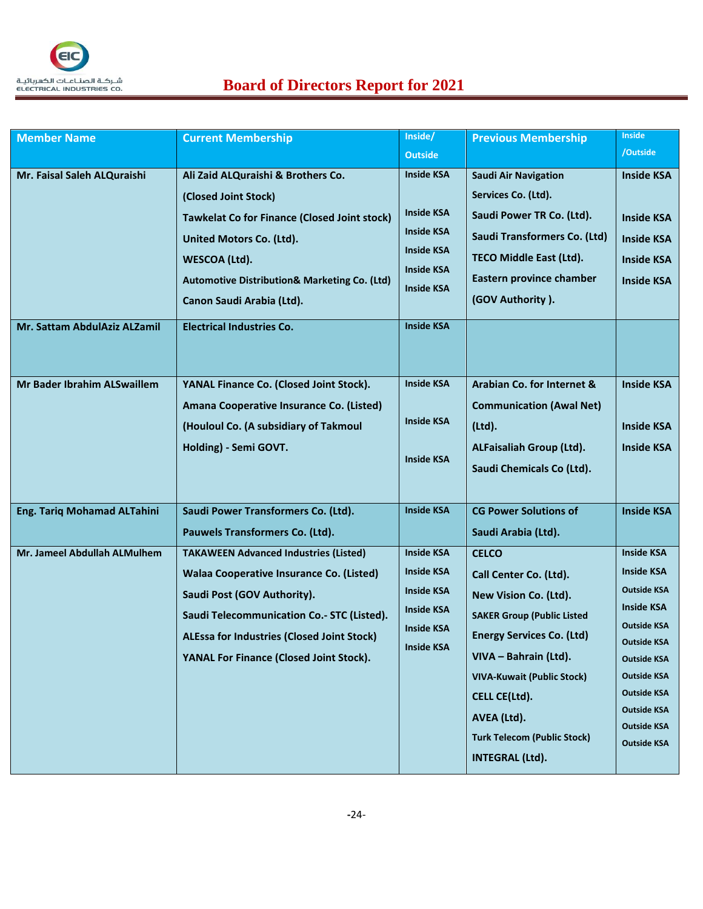| Member Name | Current Membership | Inside/ Outside | Previous Membership | Inside /Outside |
|---|---|---|---|---|
| Mr. Faisal Saleh ALQuraishi | Ali Zaid ALQuraishi & Brothers Co. (Closed Joint Stock)<br>Tawkelat Co for Finance (Closed Joint stock)<br>United Motors Co. (Ltd).<br>WESCOA (Ltd).<br>Automotive Distribution& Marketing Co. (Ltd)<br>Canon Saudi Arabia (Ltd). | Inside KSA<br>Inside KSA<br>Inside KSA<br>Inside KSA<br>Inside KSA<br>Inside KSA | Saudi Air Navigation Services Co. (Ltd).<br>Saudi Power TR Co. (Ltd).<br>Saudi Transformers Co. (Ltd)<br>TECO Middle East (Ltd).<br>Eastern province chamber (GOV Authority ). | Inside KSA<br>Inside KSA<br>Inside KSA<br>Inside KSA<br>Inside KSA |
| Mr. Sattam AbdulAziz ALZamil | Electrical Industries Co. | Inside KSA | | |
| Mr Bader Ibrahim ALSwaillem | YANAL Finance Co. (Closed Joint Stock).<br>Amana Cooperative Insurance Co. (Listed)<br>(Houloul Co. (A subsidiary of Takmoul Holding) - Semi GOVT. | Inside KSA<br>Inside KSA<br>Inside KSA | Arabian Co. for Internet & Communication (Awal Net) (Ltd).<br>ALFaisaliah Group (Ltd).<br>Saudi Chemicals Co (Ltd). | Inside KSA<br>Inside KSA<br>Inside KSA |
| Eng. Tariq Mohamad ALTahini | Saudi Power Transformers Co. (Ltd).<br>Pauwels Transformers Co. (Ltd). | Inside KSA | CG Power Solutions of Saudi Arabia (Ltd). | Inside KSA |
| Mr. Jameel Abdullah ALMulhem | TAKAWEEN Advanced Industries (Listed)<br>Walaa Cooperative Insurance Co. (Listed)<br>Saudi Post (GOV Authority).<br>Saudi Telecommunication Co.- STC (Listed).<br>ALEssa for Industries (Closed Joint Stock)<br>YANAL For Finance (Closed Joint Stock). | Inside KSA<br>Inside KSA<br>Inside KSA<br>Inside KSA<br>Inside KSA<br>Inside KSA | CELCO<br>Call Center Co. (Ltd).<br>New Vision Co. (Ltd).<br>SAKER Group (Public Listed<br>Energy Services Co. (Ltd)<br>VIVA – Bahrain (Ltd).<br>VIVA-Kuwait (Public Stock)<br>CELL CE(Ltd).<br>AVEA (Ltd).<br>Turk Telecom (Public Stock)<br>INTEGRAL (Ltd). | Inside KSA<br>Inside KSA<br>Outside KSA<br>Inside KSA<br>Outside KSA<br>Outside KSA<br>Outside KSA<br>Outside KSA<br>Outside KSA<br>Outside KSA<br>Outside KSA<br>Outside KSA |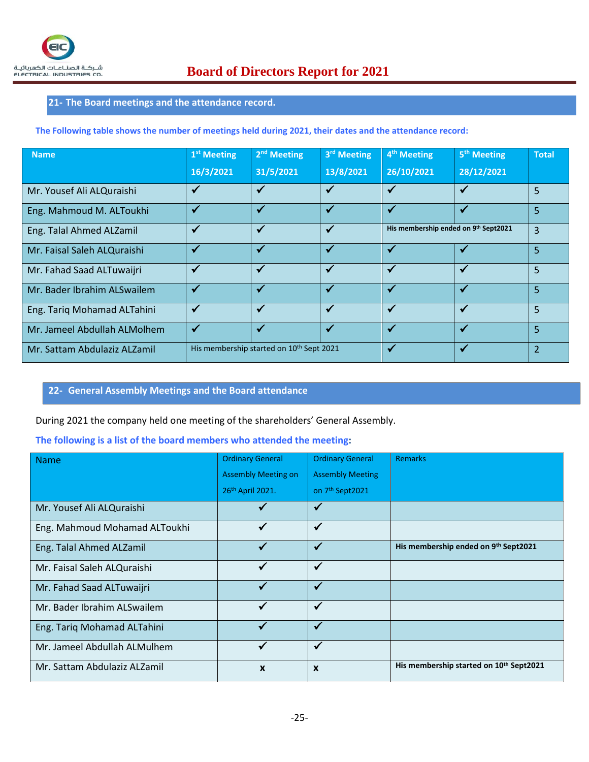## 21- The Board meetings and the attendance record.

**The Following table shows the number of meetings held during 2021, their dates and the attendance record:**

| Name | 1st Meeting 16/3/2021 | 2nd Meeting 31/5/2021 | 3rd Meeting 13/8/2021 | 4th Meeting 26/10/2021 | 5th Meeting 28/12/2021 | Total |
|---|---|---|---|---|---|---|
| Mr. Yousef Ali ALQuraishi | ✓ | ✓ | ✓ | ✓ | ✓ | 5 |
| Eng. Mahmoud M. ALToukhi | ✓ | ✓ | ✓ | ✓ | ✓ | 5 |
| Eng. Talal Ahmed ALZamil | ✓ | ✓ | ✓ | **His membership ended on 9th Sept2021** | | 3 |
| Mr. Faisal Saleh ALQuraishi | ✓ | ✓ | ✓ | ✓ | ✓ | 5 |
| Mr. Fahad Saad ALTuwaijri | ✓ | ✓ | ✓ | ✓ | ✓ | 5 |
| Mr. Bader Ibrahim ALSwailem | ✓ | ✓ | ✓ | ✓ | ✓ | 5 |
| Eng. Tariq Mohamad ALTahini | ✓ | ✓ | ✓ | ✓ | ✓ | 5 |
| Mr. Jameel Abdullah ALMolhem | ✓ | ✓ | ✓ | ✓ | ✓ | 5 |
| Mr. Sattam Abdulaziz ALZamil | His membership started on 10th Sept 2021 | | | ✓ | ✓ | 2 |

## 22- General Assembly Meetings and the Board attendance

During 2021 the company held one meeting of the shareholders' General Assembly.

**The following is a list of the board members who attended the meeting:**

| Name | Ordinary General Assembly Meeting on 26th April 2021. | Ordinary General Assembly Meeting on 7th Sept2021 | Remarks |
|---|---|---|---|
| Mr. Yousef Ali ALQuraishi | ✓ | ✓ | |
| Eng. Mahmoud Mohamad ALToukhi | ✓ | ✓ | |
| Eng. Talal Ahmed ALZamil | ✓ | ✓ | **His membership ended on 9th Sept2021** |
| Mr. Faisal Saleh ALQuraishi | ✓ | ✓ | |
| Mr. Fahad Saad ALTuwaijri | ✓ | ✓ | |
| Mr. Bader Ibrahim ALSwailem | ✓ | ✓ | |
| Eng. Tariq Mohamad ALTahini | ✓ | ✓ | |
| Mr. Jameel Abdullah ALMulhem | ✓ | ✓ | |
| Mr. Sattam Abdulaziz ALZamil | **x** | **x** | **His membership started on 10th Sept2021** |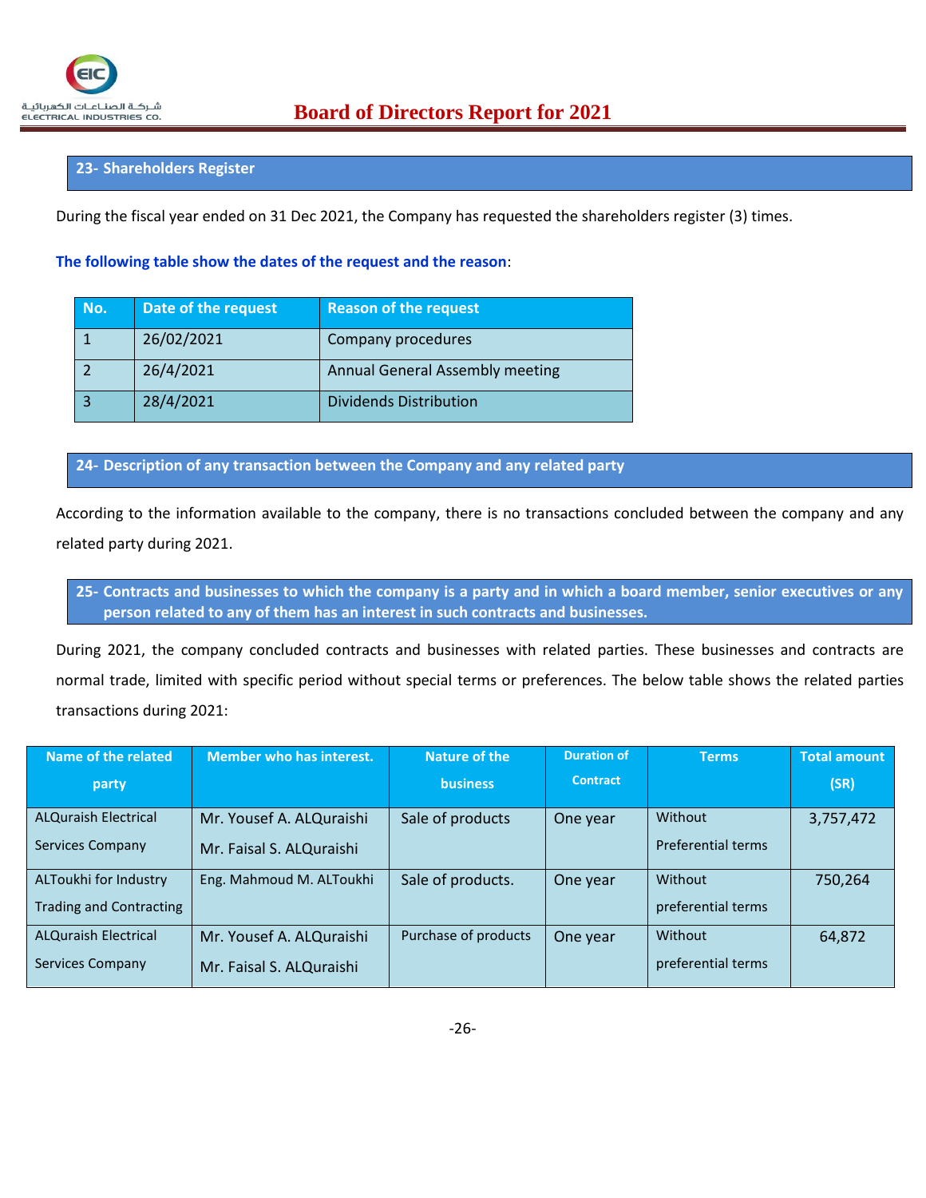## 23- Shareholders Register

During the fiscal year ended on 31 Dec 2021, the Company has requested the shareholders register (3) times.

**The following table show the dates of the request and the reason**:

| No. | Date of the request | Reason of the request |
|---|---|---|
| 1 | 26/02/2021 | Company procedures |
| 2 | 26/4/2021 | Annual General Assembly meeting |
| 3 | 28/4/2021 | Dividends Distribution |

## 24- Description of any transaction between the Company and any related party

According to the information available to the company, there is no transactions concluded between the company and any related party during 2021.

## 25- Contracts and businesses to which the company is a party and in which a board member, senior executives or any person related to any of them has an interest in such contracts and businesses.

During 2021, the company concluded contracts and businesses with related parties. These businesses and contracts are normal trade, limited with specific period without special terms or preferences. The below table shows the related parties transactions during 2021:

| Name of the related party | Member who has interest. | Nature of the business | Duration of Contract | Terms | Total amount (SR) |
|---|---|---|---|---|---|
| ALQuraish Electrical Services Company | Mr. Yousef A. ALQuraishi<br>Mr. Faisal S. ALQuraishi | Sale of products | One year | Without Preferential terms | 3,757,472 |
| ALToukhi for Industry Trading and Contracting | Eng. Mahmoud M. ALToukhi | Sale of products. | One year | Without preferential terms | 750,264 |
| ALQuraish Electrical Services Company | Mr. Yousef A. ALQuraishi<br>Mr. Faisal S. ALQuraishi | Purchase of products | One year | Without preferential terms | 64,872 |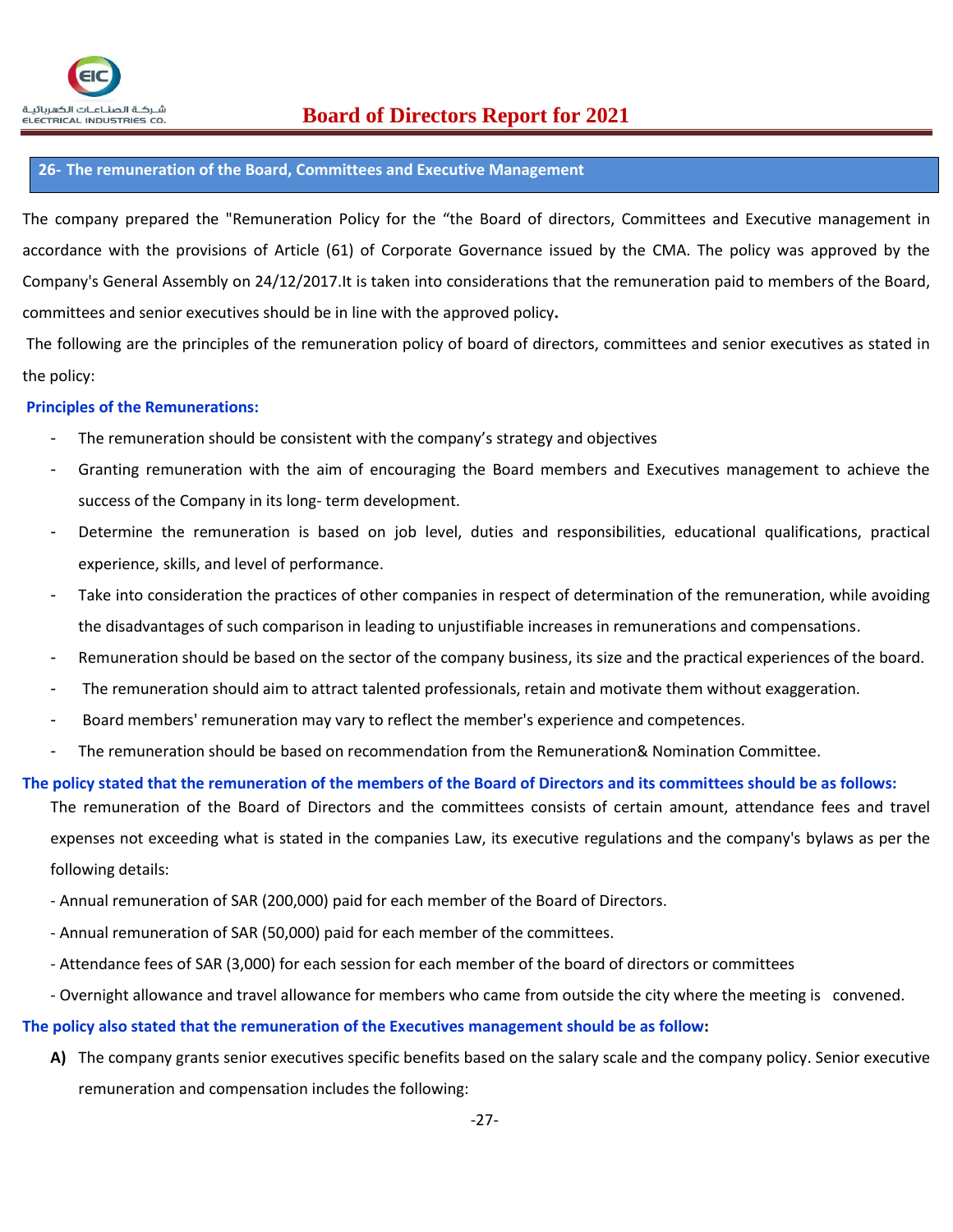## 26- The remuneration of the Board, Committees and Executive Management

The company prepared the "Remuneration Policy for the “the Board of directors, Committees and Executive management in accordance with the provisions of Article (61) of Corporate Governance issued by the CMA. The policy was approved by the Company's General Assembly on 24/12/2017.It is taken into considerations that the remuneration paid to members of the Board, committees and senior executives should be in line with the approved policy**.**

The following are the principles of the remuneration policy of board of directors, committees and senior executives as stated in the policy:

**Principles of the Remunerations:**

- The remuneration should be consistent with the company’s strategy and objectives
- Granting remuneration with the aim of encouraging the Board members and Executives management to achieve the success of the Company in its long- term development.
- Determine the remuneration is based on job level, duties and responsibilities, educational qualifications, practical experience, skills, and level of performance.
- Take into consideration the practices of other companies in respect of determination of the remuneration, while avoiding the disadvantages of such comparison in leading to unjustifiable increases in remunerations and compensations.
- Remuneration should be based on the sector of the company business, its size and the practical experiences of the board.
- The remuneration should aim to attract talented professionals, retain and motivate them without exaggeration.
- Board members' remuneration may vary to reflect the member's experience and competences.
- The remuneration should be based on recommendation from the Remuneration& Nomination Committee.

**The policy stated that the remuneration of the members of the Board of Directors and its committees should be as follows:**

The remuneration of the Board of Directors and the committees consists of certain amount, attendance fees and travel expenses not exceeding what is stated in the companies Law, its executive regulations and the company's bylaws as per the following details:

- Annual remuneration of SAR (200,000) paid for each member of the Board of Directors.
- Annual remuneration of SAR (50,000) paid for each member of the committees.
- Attendance fees of SAR (3,000) for each session for each member of the board of directors or committees
- Overnight allowance and travel allowance for members who came from outside the city where the meeting is convened.

**The policy also stated that the remuneration of the Executives management should be as follow:**

**A)** The company grants senior executives specific benefits based on the salary scale and the company policy. Senior executive remuneration and compensation includes the following: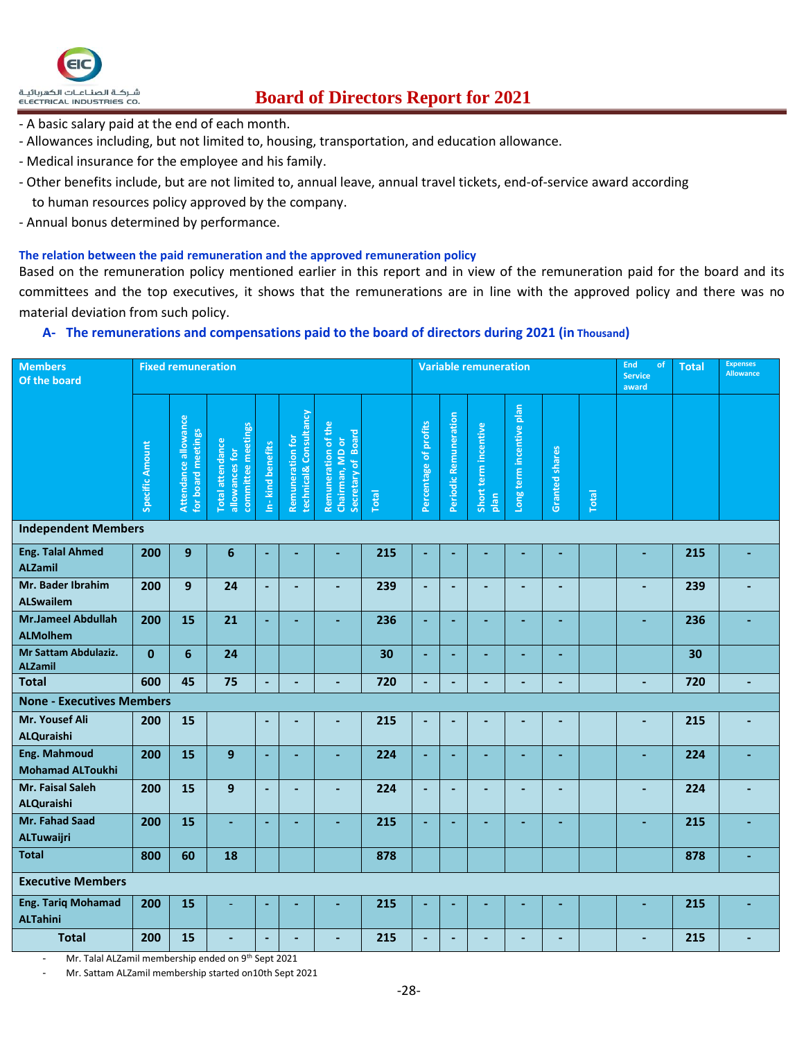- A basic salary paid at the end of each month.
- Allowances including, but not limited to, housing, transportation, and education allowance.
- Medical insurance for the employee and his family.
- Other benefits include, but are not limited to, annual leave, annual travel tickets, end-of-service award according to human resources policy approved by the company.
- Annual bonus determined by performance.

**The relation between the paid remuneration and the approved remuneration policy**

Based on the remuneration policy mentioned earlier in this report and in view of the remuneration paid for the board and its committees and the top executives, it shows that the remunerations are in line with the approved policy and there was no material deviation from such policy.

### A- The remunerations and compensations paid to the board of directors during 2021 (in Thousand)

| Members Of the board | Fixed remuneration | | | | | | | Variable remuneration | | | | | | End of Service award | Total | Expenses Allowance |
|---|---|---|---|---|---|---|---|---|---|---|---|---|---|---|---|---|
| | Specific Amount | Attendance allowance for board meetings | Total attendance allowances for committee meetings | In- kind benefits | Remuneration for technical& Consultancy | Remuneration of the Chairman, MD or Secretary of Board | Total | Percentage of profits | Periodic Remuneration | Short term incentive plan | Long term incentive plan | Granted shares | Total | | | |
| **Independent Members** | | | | | | | | | | | | | | | | |
| Eng. Talal Ahmed ALZamil | 200 | 9 | 6 | - | - | - | 215 | - | - | - | - | - | | - | 215 | - |
| Mr. Bader Ibrahim ALSwailem | 200 | 9 | 24 | - | - | - | 239 | - | - | - | - | - | | - | 239 | - |
| Mr.Jameel Abdullah ALMolhem | 200 | 15 | 21 | - | - | - | 236 | - | - | - | - | - | | - | 236 | - |
| Mr Sattam Abdulaziz. ALZamil | 0 | 6 | 24 | | | | 30 | - | - | - | - | - | | | 30 | |
| **Total** | 600 | 45 | 75 | - | - | - | 720 | - | - | - | - | - | | - | 720 | - |
| **None - Executives Members** | | | | | | | | | | | | | | | | |
| Mr. Yousef Ali ALQuraishi | 200 | 15 | | - | - | - | 215 | - | - | - | - | - | | - | 215 | - |
| Eng. Mahmoud Mohamad ALToukhi | 200 | 15 | 9 | - | - | - | 224 | - | - | - | - | - | | - | 224 | - |
| Mr. Faisal Saleh ALQuraishi | 200 | 15 | 9 | - | - | - | 224 | - | - | - | - | - | | - | 224 | - |
| Mr. Fahad Saad ALTuwaijri | 200 | 15 | - | - | - | - | 215 | - | - | - | - | - | | - | 215 | - |
| **Total** | 800 | 60 | 18 | | | | 878 | | | | | | | | 878 | - |
| **Executive Members** | | | | | | | | | | | | | | | | |
| Eng. Tariq Mohamad ALTahini | 200 | 15 | - | - | - | - | 215 | - | - | - | - | - | | - | 215 | - |
| **Total** | 200 | 15 | - | - | - | - | 215 | - | - | - | - | - | | - | 215 | - |

- Mr. Talal ALZamil membership ended on 9th Sept 2021
- Mr. Sattam ALZamil membership started on10th Sept 2021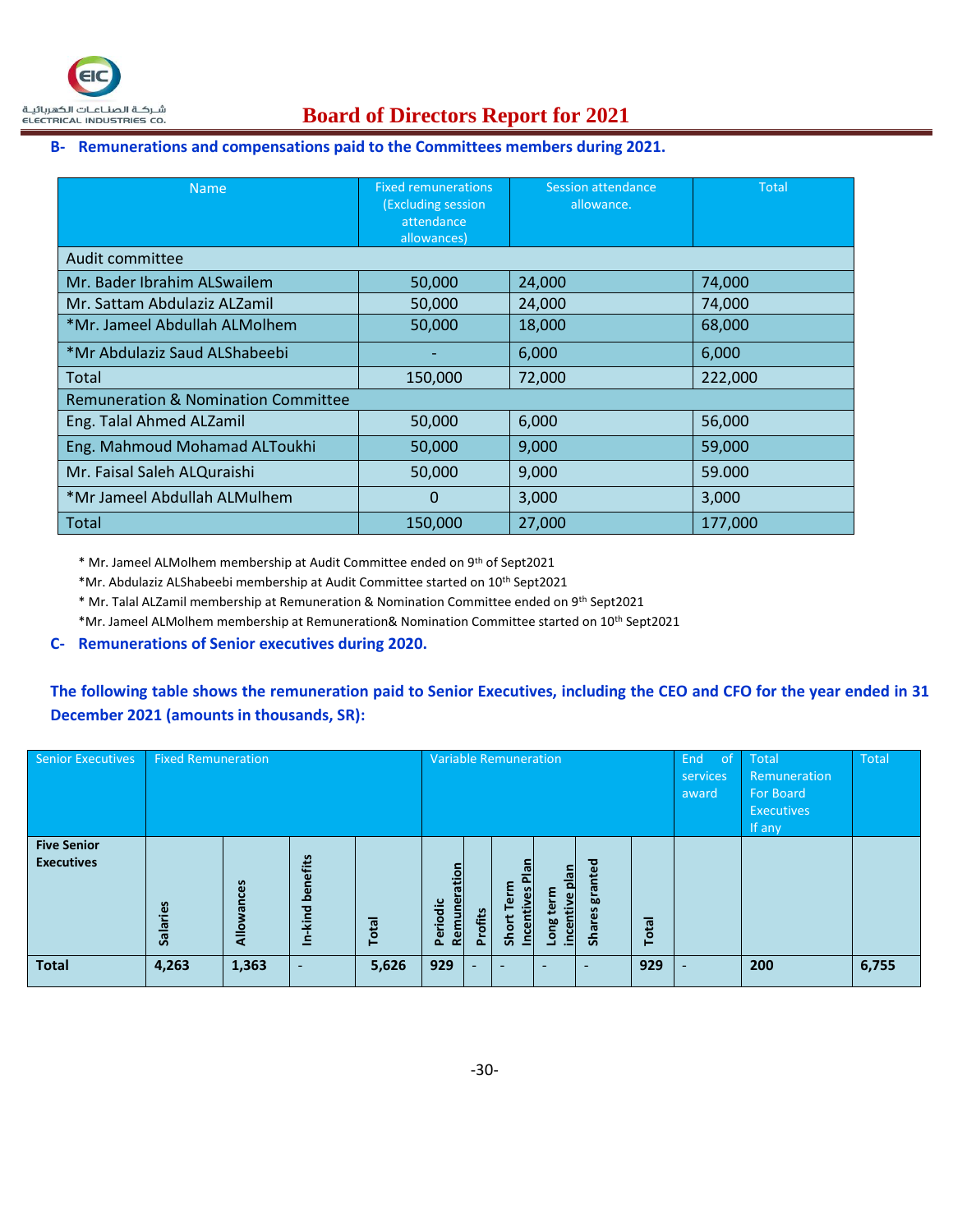## B- Remunerations and compensations paid to the Committees members during 2021.

| Name | Fixed remunerations (Excluding session attendance allowances) | Session attendance allowance. | Total |
|---|---|---|---|
| Audit committee | | | |
| Mr. Bader Ibrahim ALSwailem | 50,000 | 24,000 | 74,000 |
| Mr. Sattam Abdulaziz ALZamil | 50,000 | 24,000 | 74,000 |
| *Mr. Jameel Abdullah ALMolhem | 50,000 | 18,000 | 68,000 |
| *Mr Abdulaziz Saud ALShabeebi | - | 6,000 | 6,000 |
| Total | 150,000 | 72,000 | 222,000 |
| Remuneration & Nomination Committee | | | |
| Eng. Talal Ahmed ALZamil | 50,000 | 6,000 | 56,000 |
| Eng. Mahmoud Mohamad ALToukhi | 50,000 | 9,000 | 59,000 |
| Mr. Faisal Saleh ALQuraishi | 50,000 | 9,000 | 59.000 |
| *Mr Jameel Abdullah ALMulhem | 0 | 3,000 | 3,000 |
| Total | 150,000 | 27,000 | 177,000 |

* Mr. Jameel ALMolhem membership at Audit Committee ended on 9th of Sept2021

*Mr. Abdulaziz ALShabeebi membership at Audit Committee started on 10th Sept2021

* Mr. Talal ALZamil membership at Remuneration & Nomination Committee ended on 9th Sept2021

*Mr. Jameel ALMolhem membership at Remuneration& Nomination Committee started on 10th Sept2021

## C- Remunerations of Senior executives during 2020.

**The following table shows the remuneration paid to Senior Executives, including the CEO and CFO for the year ended in 31 December 2021 (amounts in thousands, SR):**

| Senior Executives | Fixed Remuneration | | | | Variable Remuneration | | | | | | End of services award | Total Remuneration For Board Executives If any | Total |
|---|---|---|---|---|---|---|---|---|---|---|---|---|---|
| **Five Senior Executives** | **Salaries** | **Allowances** | **In-kind benefits** | **Total** | **Periodic Remuneration** | **Profits** | **Short Term Incentives Plan** | **Long term incentive plan** | **Shares granted** | **Total** | | | |
| **Total** | **4,263** | **1,363** | - | **5,626** | **929** | - | - | - | - | **929** | - | **200** | **6,755** |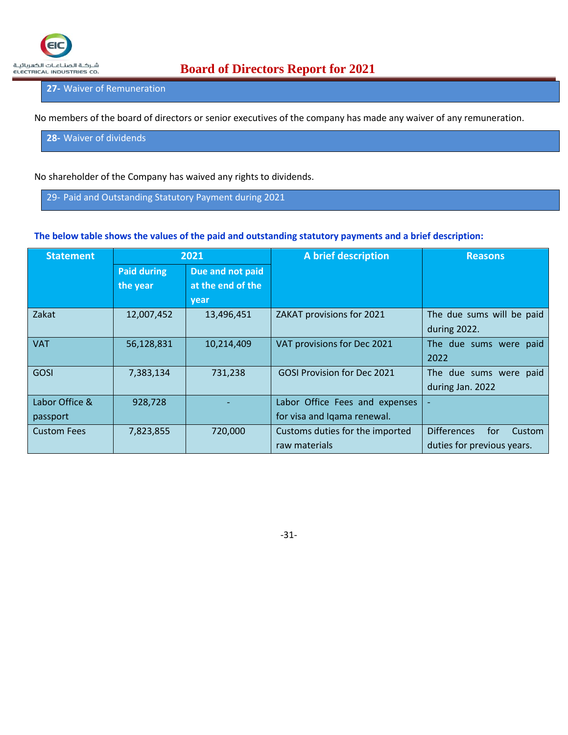## 27- Waiver of Remuneration

No members of the board of directors or senior executives of the company has made any waiver of any remuneration.

## 28- Waiver of dividends

No shareholder of the Company has waived any rights to dividends.

## 29- Paid and Outstanding Statutory Payment during 2021

**The below table shows the values of the paid and outstanding statutory payments and a brief description:**

| Statement | 2021 | | A brief description | Reasons |
|---|---|---|---|---|
| | Paid during the year | Due and not paid at the end of the year | | |
| Zakat | 12,007,452 | 13,496,451 | ZAKAT provisions for 2021 | The due sums will be paid during 2022. |
| VAT | 56,128,831 | 10,214,409 | VAT provisions for Dec 2021 | The due sums were paid 2022 |
| GOSI | 7,383,134 | 731,238 | GOSI Provision for Dec 2021 | The due sums were paid during Jan. 2022 |
| Labor Office & passport | 928,728 | - | Labor Office Fees and expenses for visa and Iqama renewal. | - |
| Custom Fees | 7,823,855 | 720,000 | Customs duties for the imported raw materials | Differences for Custom duties for previous years. |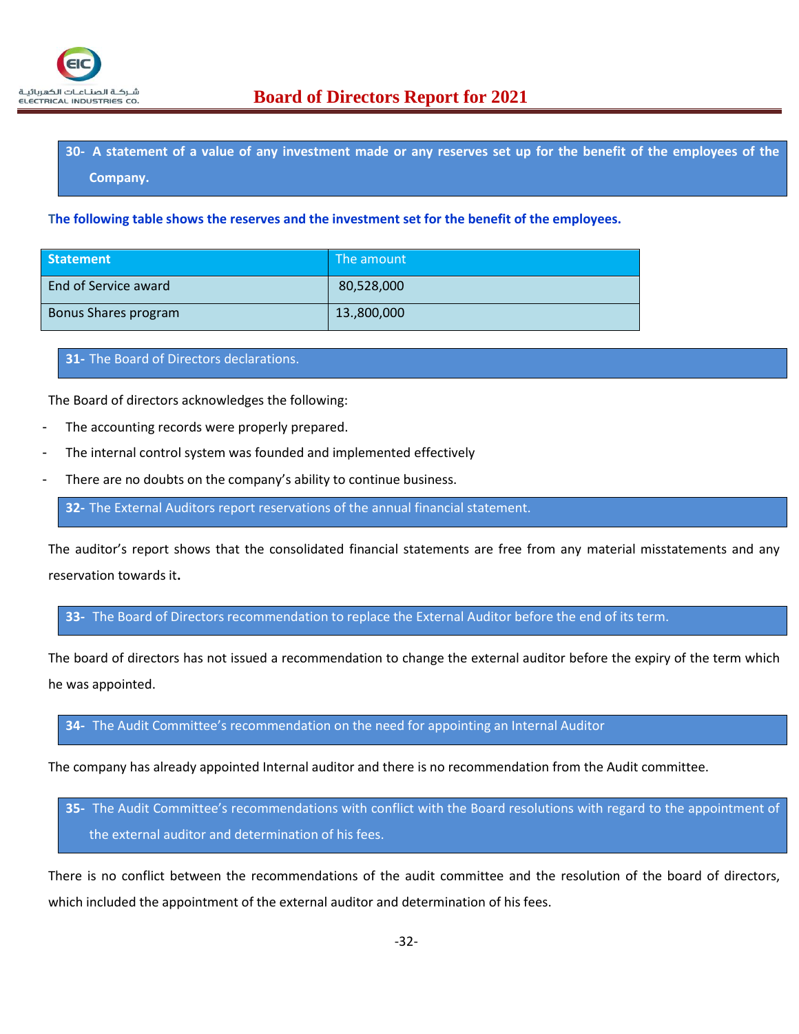## 30- A statement of a value of any investment made or any reserves set up for the benefit of the employees of the Company.

**The following table shows the reserves and the investment set for the benefit of the employees.**

| Statement | The amount |
|---|---|
| End of Service award | 80,528,000 |
| Bonus Shares program | 13.,800,000 |

## 31- The Board of Directors declarations.

The Board of directors acknowledges the following:

- The accounting records were properly prepared.
- The internal control system was founded and implemented effectively
- There are no doubts on the company's ability to continue business.

## 32- The External Auditors report reservations of the annual financial statement.

The auditor's report shows that the consolidated financial statements are free from any material misstatements and any reservation towards it**.**

## 33- The Board of Directors recommendation to replace the External Auditor before the end of its term.

The board of directors has not issued a recommendation to change the external auditor before the expiry of the term which he was appointed.

## 34- The Audit Committee's recommendation on the need for appointing an Internal Auditor

The company has already appointed Internal auditor and there is no recommendation from the Audit committee.

## 35- The Audit Committee's recommendations with conflict with the Board resolutions with regard to the appointment of the external auditor and determination of his fees.

There is no conflict between the recommendations of the audit committee and the resolution of the board of directors, which included the appointment of the external auditor and determination of his fees.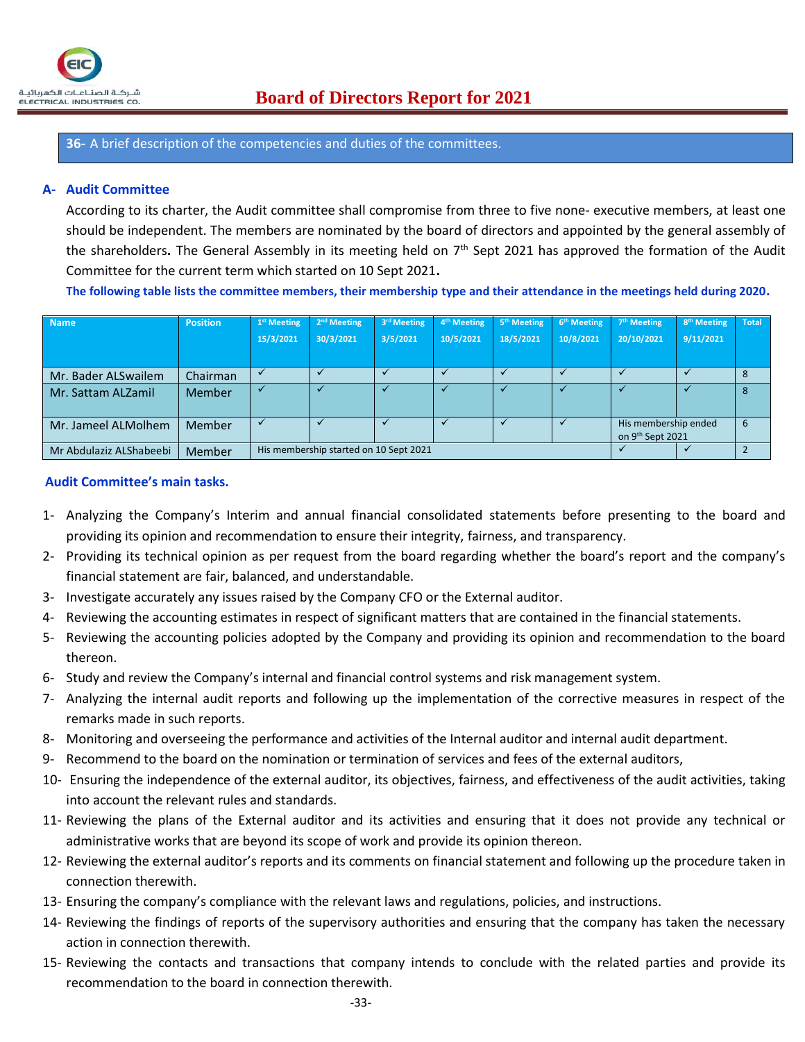## 36- A brief description of the competencies and duties of the committees.

### A- Audit Committee

According to its charter, the Audit committee shall compromise from three to five none- executive members, at least one should be independent. The members are nominated by the board of directors and appointed by the general assembly of the shareholders**.** The General Assembly in its meeting held on 7th Sept 2021 has approved the formation of the Audit Committee for the current term which started on 10 Sept 2021**.**

**The following table lists the committee members, their membership type and their attendance in the meetings held during 2020.**

| Name | Position | 1st Meeting 15/3/2021 | 2nd Meeting 30/3/2021 | 3rd Meeting 3/5/2021 | 4th Meeting 10/5/2021 | 5th Meeting 18/5/2021 | 6th Meeting 10/8/2021 | 7th Meeting 20/10/2021 | 8th Meeting 9/11/2021 | Total |
|---|---|---|---|---|---|---|---|---|---|---|
| Mr. Bader ALSwailem | Chairman | ✓ | ✓ | ✓ | ✓ | ✓ | ✓ | ✓ | ✓ | 8 |
| Mr. Sattam ALZamil | Member | ✓ | ✓ | ✓ | ✓ | ✓ | ✓ | ✓ | ✓ | 8 |
| Mr. Jameel ALMolhem | Member | ✓ | ✓ | ✓ | ✓ | ✓ | ✓ | His membership ended on 9th Sept 2021 | | 6 |
| Mr Abdulaziz ALShabeebi | Member | His membership started on 10 Sept 2021 | | | | | | ✓ | ✓ | 2 |

**Audit Committee's main tasks.**

1- Analyzing the Company's Interim and annual financial consolidated statements before presenting to the board and providing its opinion and recommendation to ensure their integrity, fairness, and transparency.
2- Providing its technical opinion as per request from the board regarding whether the board's report and the company's financial statement are fair, balanced, and understandable.
3- Investigate accurately any issues raised by the Company CFO or the External auditor.
4- Reviewing the accounting estimates in respect of significant matters that are contained in the financial statements.
5- Reviewing the accounting policies adopted by the Company and providing its opinion and recommendation to the board thereon.
6- Study and review the Company's internal and financial control systems and risk management system.
7- Analyzing the internal audit reports and following up the implementation of the corrective measures in respect of the remarks made in such reports.
8- Monitoring and overseeing the performance and activities of the Internal auditor and internal audit department.
9- Recommend to the board on the nomination or termination of services and fees of the external auditors,
10- Ensuring the independence of the external auditor, its objectives, fairness, and effectiveness of the audit activities, taking into account the relevant rules and standards.
11- Reviewing the plans of the External auditor and its activities and ensuring that it does not provide any technical or administrative works that are beyond its scope of work and provide its opinion thereon.
12- Reviewing the external auditor's reports and its comments on financial statement and following up the procedure taken in connection therewith.
13- Ensuring the company's compliance with the relevant laws and regulations, policies, and instructions.
14- Reviewing the findings of reports of the supervisory authorities and ensuring that the company has taken the necessary action in connection therewith.
15- Reviewing the contacts and transactions that company intends to conclude with the related parties and provide its recommendation to the board in connection therewith.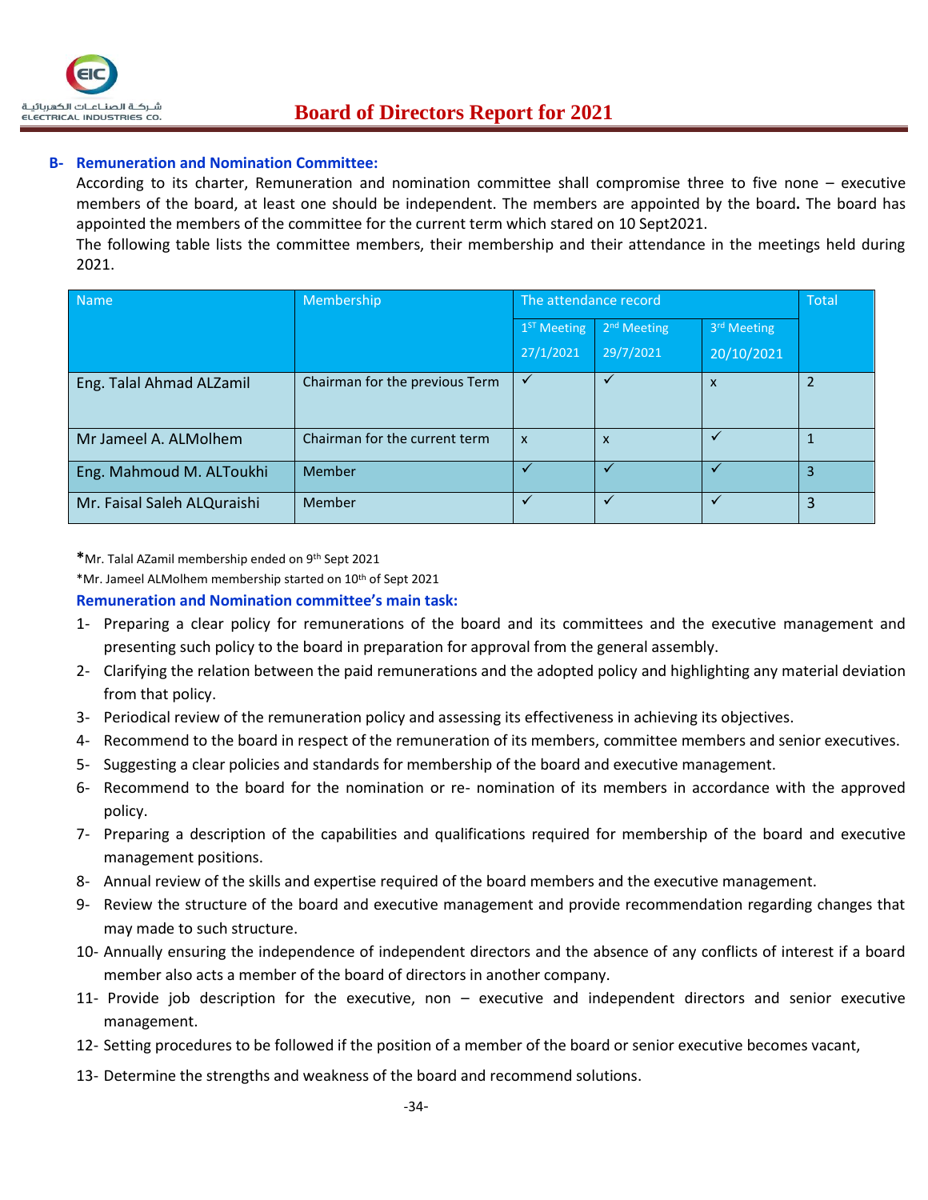## B- Remuneration and Nomination Committee:

According to its charter, Remuneration and nomination committee shall compromise three to five none – executive members of the board, at least one should be independent. The members are appointed by the board**.** The board has appointed the members of the committee for the current term which stared on 10 Sept2021.

The following table lists the committee members, their membership and their attendance in the meetings held during 2021.

| Name | Membership | The attendance record | | | Total |
|---|---|---|---|---|---|
| | | 1ST Meeting 27/1/2021 | 2nd Meeting 29/7/2021 | 3rd Meeting 20/10/2021 | |
| Eng. Talal Ahmad ALZamil | Chairman for the previous Term | ✓ | ✓ | x | 2 |
| Mr Jameel A. ALMolhem | Chairman for the current term | x | x | ✓ | 1 |
| Eng. Mahmoud M. ALToukhi | Member | ✓ | ✓ | ✓ | 3 |
| Mr. Faisal Saleh ALQuraishi | Member | ✓ | ✓ | ✓ | 3 |

*Mr. Talal AZamil membership ended on 9th Sept 2021

*Mr. Jameel ALMolhem membership started on 10th of Sept 2021

**Remuneration and Nomination committee's main task:**

1- Preparing a clear policy for remunerations of the board and its committees and the executive management and presenting such policy to the board in preparation for approval from the general assembly.
2- Clarifying the relation between the paid remunerations and the adopted policy and highlighting any material deviation from that policy.
3- Periodical review of the remuneration policy and assessing its effectiveness in achieving its objectives.
4- Recommend to the board in respect of the remuneration of its members, committee members and senior executives.
5- Suggesting a clear policies and standards for membership of the board and executive management.
6- Recommend to the board for the nomination or re- nomination of its members in accordance with the approved policy.
7- Preparing a description of the capabilities and qualifications required for membership of the board and executive management positions.
8- Annual review of the skills and expertise required of the board members and the executive management.
9- Review the structure of the board and executive management and provide recommendation regarding changes that may made to such structure.
10- Annually ensuring the independence of independent directors and the absence of any conflicts of interest if a board member also acts a member of the board of directors in another company.
11- Provide job description for the executive, non – executive and independent directors and senior executive management.
12- Setting procedures to be followed if the position of a member of the board or senior executive becomes vacant,
13- Determine the strengths and weakness of the board and recommend solutions.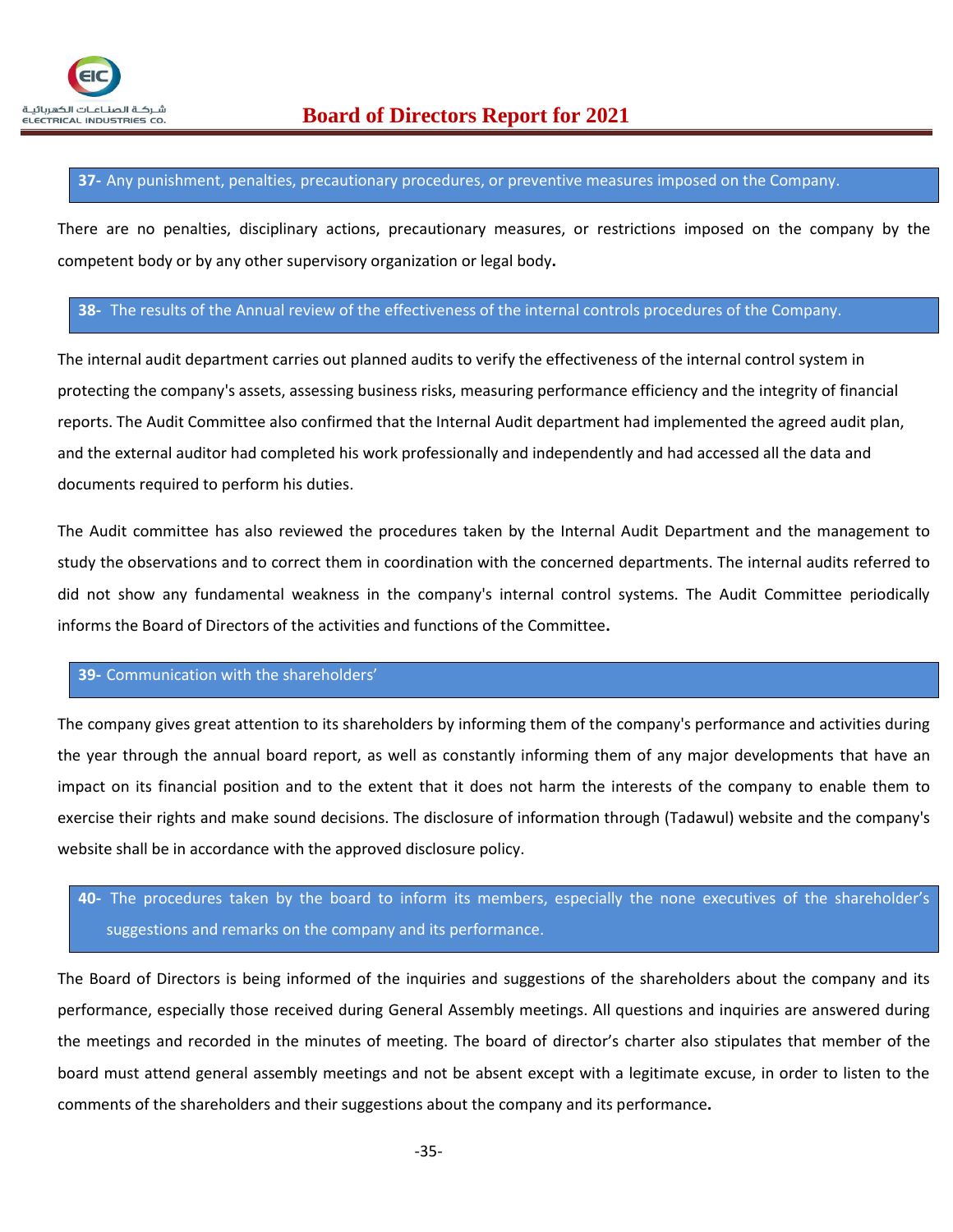## 37- Any punishment, penalties, precautionary procedures, or preventive measures imposed on the Company.

There are no penalties, disciplinary actions, precautionary measures, or restrictions imposed on the company by the competent body or by any other supervisory organization or legal body**.**

## 38- The results of the Annual review of the effectiveness of the internal controls procedures of the Company.

The internal audit department carries out planned audits to verify the effectiveness of the internal control system in protecting the company's assets, assessing business risks, measuring performance efficiency and the integrity of financial reports. The Audit Committee also confirmed that the Internal Audit department had implemented the agreed audit plan, and the external auditor had completed his work professionally and independently and had accessed all the data and documents required to perform his duties.

The Audit committee has also reviewed the procedures taken by the Internal Audit Department and the management to study the observations and to correct them in coordination with the concerned departments. The internal audits referred to did not show any fundamental weakness in the company's internal control systems. The Audit Committee periodically informs the Board of Directors of the activities and functions of the Committee**.**

## 39- Communication with the shareholders'

The company gives great attention to its shareholders by informing them of the company's performance and activities during the year through the annual board report, as well as constantly informing them of any major developments that have an impact on its financial position and to the extent that it does not harm the interests of the company to enable them to exercise their rights and make sound decisions. The disclosure of information through (Tadawul) website and the company's website shall be in accordance with the approved disclosure policy.

## 40- The procedures taken by the board to inform its members, especially the none executives of the shareholder's suggestions and remarks on the company and its performance.

The Board of Directors is being informed of the inquiries and suggestions of the shareholders about the company and its performance, especially those received during General Assembly meetings. All questions and inquiries are answered during the meetings and recorded in the minutes of meeting. The board of director's charter also stipulates that member of the board must attend general assembly meetings and not be absent except with a legitimate excuse, in order to listen to the comments of the shareholders and their suggestions about the company and its performance**.**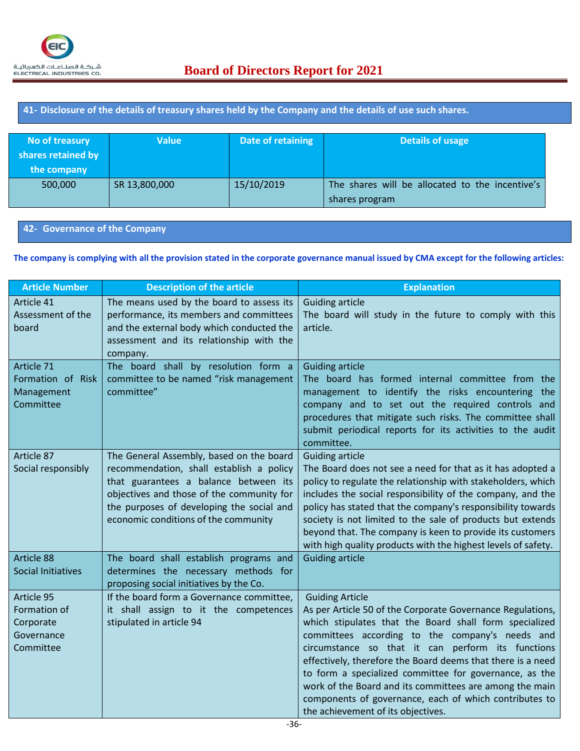## 41- Disclosure of the details of treasury shares held by the Company and the details of use such shares.

| No of treasury shares retained by the company | Value | Date of retaining | Details of usage |
|---|---|---|---|
| 500,000 | SR 13,800,000 | 15/10/2019 | The shares will be allocated to the incentive's shares program |

## 42- Governance of the Company

**The company is complying with all the provision stated in the corporate governance manual issued by CMA except for the following articles:**

| Article Number | Description of the article | Explanation |
|---|---|---|
| Article 41 Assessment of the board | The means used by the board to assess its performance, its members and committees and the external body which conducted the assessment and its relationship with the company. | Guiding article<br>The board will study in the future to comply with this article. |
| Article 71 Formation of Risk Management Committee | The board shall by resolution form a committee to be named "risk management committee" | Guiding article<br>The board has formed internal committee from the management to identify the risks encountering the company and to set out the required controls and procedures that mitigate such risks. The committee shall submit periodical reports for its activities to the audit committee. |
| Article 87 Social responsibly | The General Assembly, based on the board recommendation, shall establish a policy that guarantees a balance between its objectives and those of the community for the purposes of developing the social and economic conditions of the community | Guiding article<br>The Board does not see a need for that as it has adopted a policy to regulate the relationship with stakeholders, which includes the social responsibility of the company, and the policy has stated that the company's responsibility towards society is not limited to the sale of products but extends beyond that. The company is keen to provide its customers with high quality products with the highest levels of safety. |
| Article 88 Social Initiatives | The board shall establish programs and determines the necessary methods for proposing social initiatives by the Co. | Guiding article |
| Article 95 Formation of Corporate Governance Committee | If the board form a Governance committee, it shall assign to it the competences stipulated in article 94 | Guiding Article<br>As per Article 50 of the Corporate Governance Regulations, which stipulates that the Board shall form specialized committees according to the company's needs and circumstance so that it can perform its functions effectively, therefore the Board deems that there is a need to form a specialized committee for governance, as the work of the Board and its committees are among the main components of governance, each of which contributes to the achievement of its objectives. |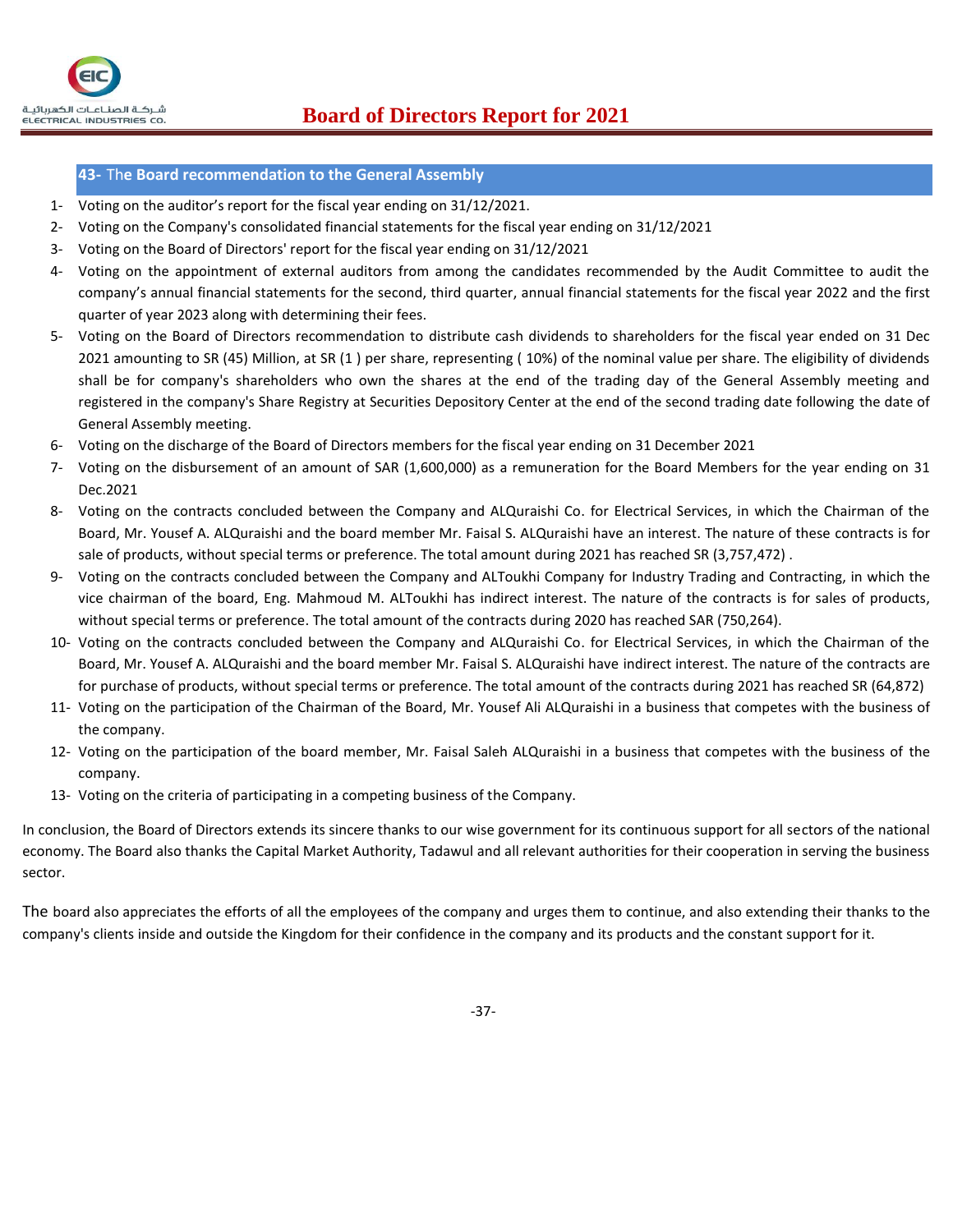## 43- The Board recommendation to the General Assembly

1- Voting on the auditor's report for the fiscal year ending on 31/12/2021.
2- Voting on the Company's consolidated financial statements for the fiscal year ending on 31/12/2021
3- Voting on the Board of Directors' report for the fiscal year ending on 31/12/2021
4- Voting on the appointment of external auditors from among the candidates recommended by the Audit Committee to audit the company's annual financial statements for the second, third quarter, annual financial statements for the fiscal year 2022 and the first quarter of year 2023 along with determining their fees.
5- Voting on the Board of Directors recommendation to distribute cash dividends to shareholders for the fiscal year ended on 31 Dec 2021 amounting to SR (45) Million, at SR (1 ) per share, representing ( 10%) of the nominal value per share. The eligibility of dividends shall be for company's shareholders who own the shares at the end of the trading day of the General Assembly meeting and registered in the company's Share Registry at Securities Depository Center at the end of the second trading date following the date of General Assembly meeting.
6- Voting on the discharge of the Board of Directors members for the fiscal year ending on 31 December 2021
7- Voting on the disbursement of an amount of SAR (1,600,000) as a remuneration for the Board Members for the year ending on 31 Dec.2021
8- Voting on the contracts concluded between the Company and ALQuraishi Co. for Electrical Services, in which the Chairman of the Board, Mr. Yousef A. ALQuraishi and the board member Mr. Faisal S. ALQuraishi have an interest. The nature of these contracts is for sale of products, without special terms or preference. The total amount during 2021 has reached SR (3,757,472) .
9- Voting on the contracts concluded between the Company and ALToukhi Company for Industry Trading and Contracting, in which the vice chairman of the board, Eng. Mahmoud M. ALToukhi has indirect interest. The nature of the contracts is for sales of products, without special terms or preference. The total amount of the contracts during 2020 has reached SAR (750,264).
10- Voting on the contracts concluded between the Company and ALQuraishi Co. for Electrical Services, in which the Chairman of the Board, Mr. Yousef A. ALQuraishi and the board member Mr. Faisal S. ALQuraishi have indirect interest. The nature of the contracts are for purchase of products, without special terms or preference. The total amount of the contracts during 2021 has reached SR (64,872)
11- Voting on the participation of the Chairman of the Board, Mr. Yousef Ali ALQuraishi in a business that competes with the business of the company.
12- Voting on the participation of the board member, Mr. Faisal Saleh ALQuraishi in a business that competes with the business of the company.
13- Voting on the criteria of participating in a competing business of the Company.

In conclusion, the Board of Directors extends its sincere thanks to our wise government for its continuous support for all sectors of the national economy. The Board also thanks the Capital Market Authority, Tadawul and all relevant authorities for their cooperation in serving the business sector.

The board also appreciates the efforts of all the employees of the company and urges them to continue, and also extending their thanks to the company's clients inside and outside the Kingdom for their confidence in the company and its products and the constant support for it.